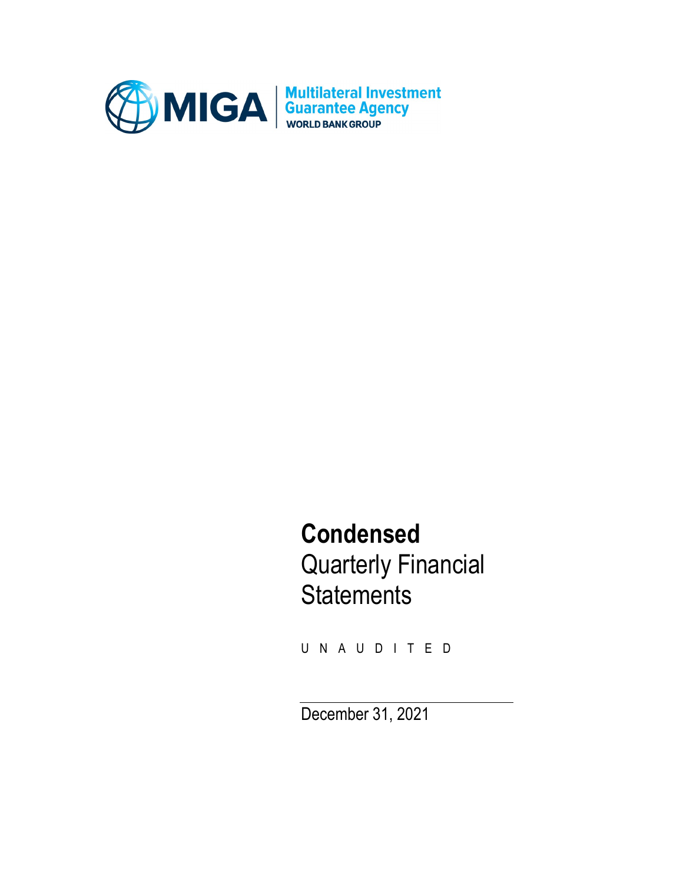MIGA Multilateral Investment Guarantee Agency
WORLD BANK GROUP

# Condensed
Quarterly Financial Statements

UNAUDITED

December 31, 2021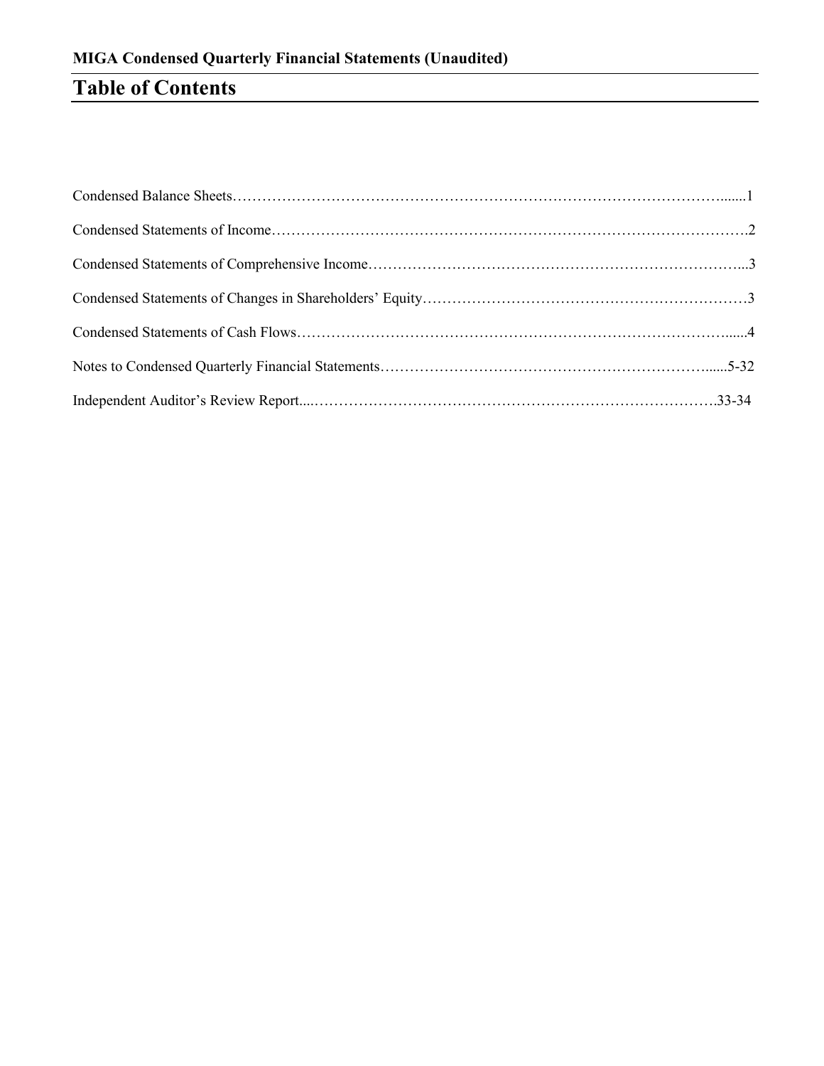**MIGA Condensed Quarterly Financial Statements (Unaudited)**

# Table of Contents

Condensed Balance Sheets……………………………………………………………………………………......1

Condensed Statements of Income…………………………………………………………………………………….2

Condensed Statements of Comprehensive Income…………………………………………………………………...3

Condensed Statements of Changes in Shareholders' Equity…………………………………………………………3

Condensed Statements of Cash Flows……………………………………………………………………………......4

Notes to Condensed Quarterly Financial Statements……………………………………………………………......5-32

Independent Auditor's Review Report....……………………………………………………………………….33-34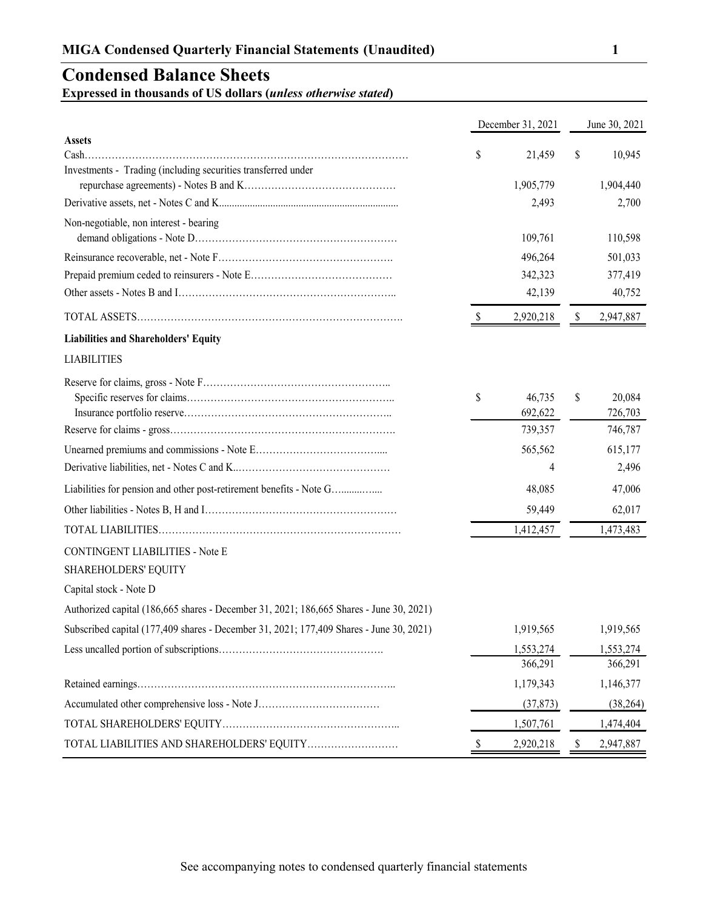## Condensed Balance Sheets

**Expressed in thousands of US dollars (*unless otherwise stated*)**

| | December 31, 2021 | June 30, 2021 |
|---|---|---|
| **Assets** | | |
| Cash | $ 21,459 | $ 10,945 |
| Investments - Trading (including securities transferred under repurchase agreements) - Notes B and K | 1,905,779 | 1,904,440 |
| Derivative assets, net - Notes C and K | 2,493 | 2,700 |
| Non-negotiable, non interest - bearing demand obligations - Note D | 109,761 | 110,598 |
| Reinsurance recoverable, net - Note F | 496,264 | 501,033 |
| Prepaid premium ceded to reinsurers - Note E | 342,323 | 377,419 |
| Other assets - Notes B and I | 42,139 | 40,752 |
| TOTAL ASSETS | $ 2,920,218 | $ 2,947,887 |
| **Liabilities and Shareholders' Equity** | | |
| LIABILITIES | | |
| Reserve for claims, gross - Note F | | |
| Specific reserves for claims | $ 46,735 | $ 20,084 |
| Insurance portfolio reserve | 692,622 | 726,703 |
| Reserve for claims - gross | 739,357 | 746,787 |
| Unearned premiums and commissions - Note E | 565,562 | 615,177 |
| Derivative liabilities, net - Notes C and K | 4 | 2,496 |
| Liabilities for pension and other post-retirement benefits - Note G | 48,085 | 47,006 |
| Other liabilities - Notes B, H and I | 59,449 | 62,017 |
| TOTAL LIABILITIES | 1,412,457 | 1,473,483 |
| CONTINGENT LIABILITIES - Note E | | |
| SHAREHOLDERS' EQUITY | | |
| Capital stock - Note D | | |
| Authorized capital (186,665 shares - December 31, 2021; 186,665 Shares - June 30, 2021) | | |
| Subscribed capital (177,409 shares - December 31, 2021; 177,409 Shares - June 30, 2021) | 1,919,565 | 1,919,565 |
| Less uncalled portion of subscriptions | 1,553,274 | 1,553,274 |
| | 366,291 | 366,291 |
| Retained earnings | 1,179,343 | 1,146,377 |
| Accumulated other comprehensive loss - Note J | (37,873) | (38,264) |
| TOTAL SHAREHOLDERS' EQUITY | 1,507,761 | 1,474,404 |
| TOTAL LIABILITIES AND SHAREHOLDERS' EQUITY | $ 2,920,218 | $ 2,947,887 |

See accompanying notes to condensed quarterly financial statements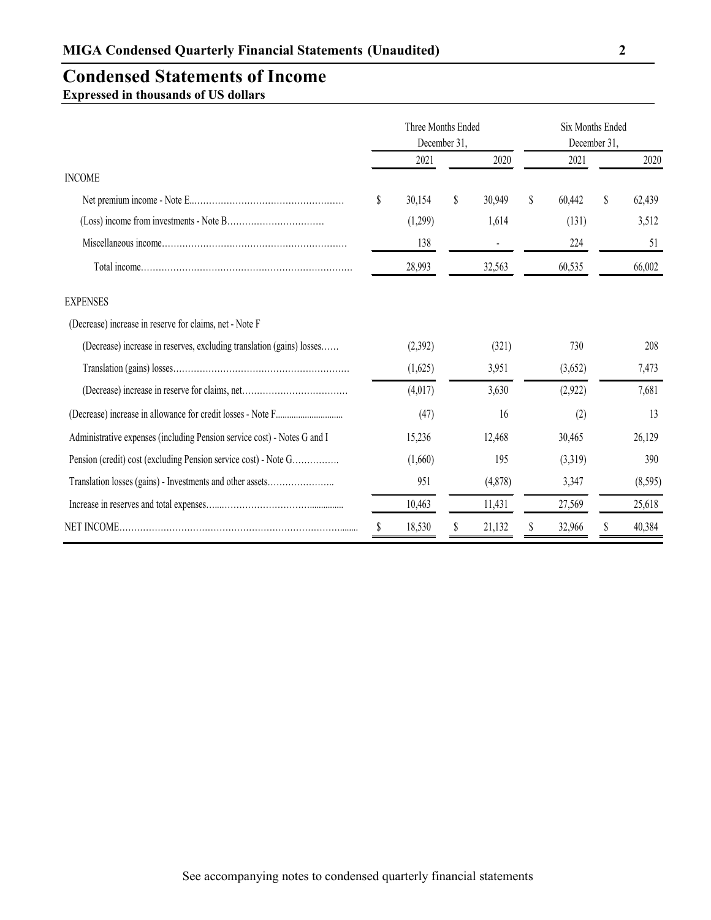# Condensed Statements of Income

**Expressed in thousands of US dollars**

| | Three Months Ended December 31, | | Six Months Ended December 31, | |
|---|---|---|---|---|
| | 2021 | 2020 | 2021 | 2020 |
| INCOME | | | | |
| Net premium income - Note E | $ 30,154 | $ 30,949 | $ 60,442 | $ 62,439 |
| (Loss) income from investments - Note B | (1,299) | 1,614 | (131) | 3,512 |
| Miscellaneous income | 138 | - | 224 | 51 |
| Total income | 28,993 | 32,563 | 60,535 | 66,002 |
| EXPENSES | | | | |
| (Decrease) increase in reserve for claims, net - Note F | | | | |
| (Decrease) increase in reserves, excluding translation (gains) losses | (2,392) | (321) | 730 | 208 |
| Translation (gains) losses | (1,625) | 3,951 | (3,652) | 7,473 |
| (Decrease) increase in reserve for claims, net | (4,017) | 3,630 | (2,922) | 7,681 |
| (Decrease) increase in allowance for credit losses - Note F | (47) | 16 | (2) | 13 |
| Administrative expenses (including Pension service cost) - Notes G and I | 15,236 | 12,468 | 30,465 | 26,129 |
| Pension (credit) cost (excluding Pension service cost) - Note G | (1,660) | 195 | (3,319) | 390 |
| Translation losses (gains) - Investments and other assets | 951 | (4,878) | 3,347 | (8,595) |
| Increase in reserves and total expenses | 10,463 | 11,431 | 27,569 | 25,618 |
| NET INCOME | $ 18,530 | $ 21,132 | $ 32,966 | $ 40,384 |

See accompanying notes to condensed quarterly financial statements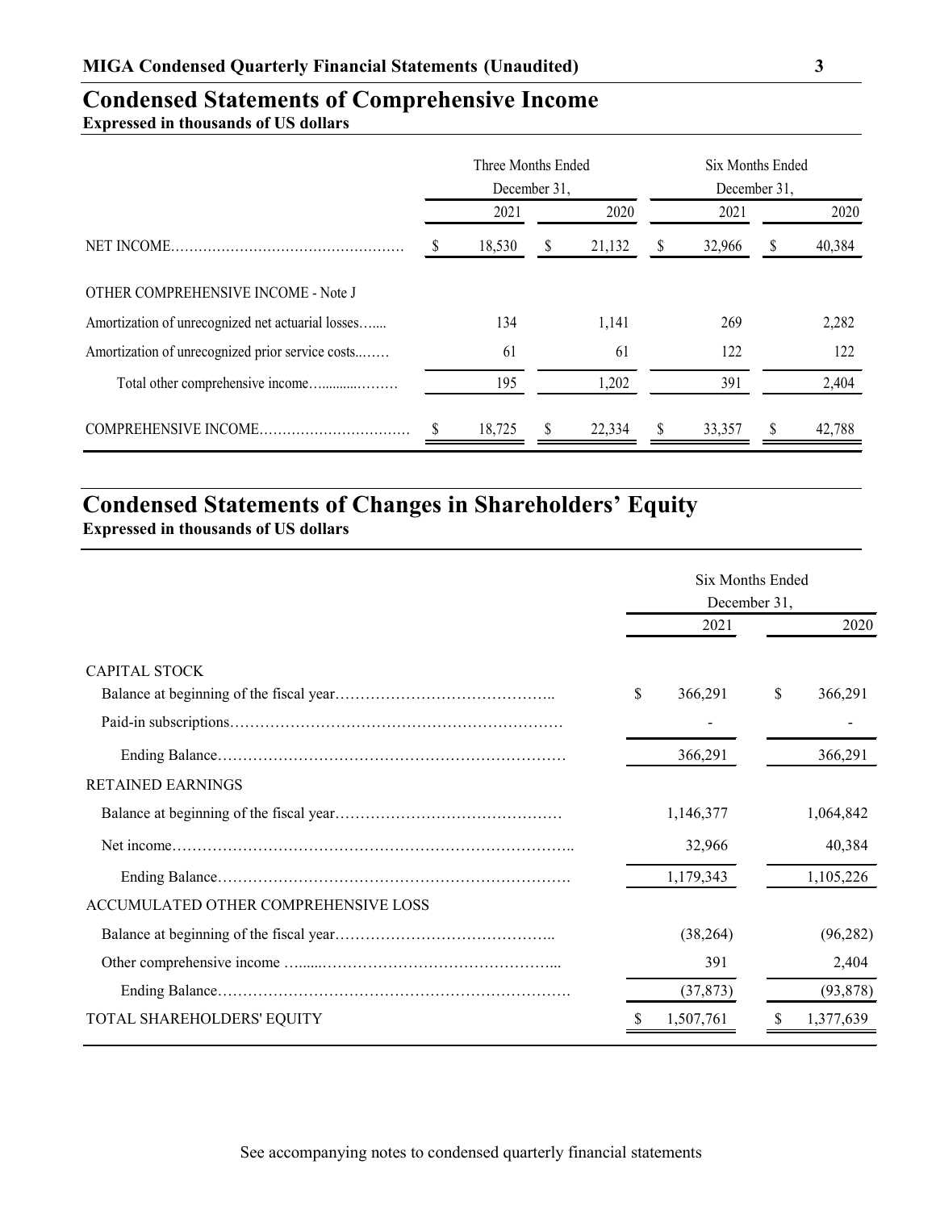## Condensed Statements of Comprehensive Income

**Expressed in thousands of US dollars**

| | Three Months Ended December 31, | | Six Months Ended December 31, | |
|---|---|---|---|---|
| | 2021 | 2020 | 2021 | 2020 |
| NET INCOME | $ 18,530 | $ 21,132 | $ 32,966 | $ 40,384 |
| OTHER COMPREHENSIVE INCOME - Note J | | | | |
| Amortization of unrecognized net actuarial losses | 134 | 1,141 | 269 | 2,282 |
| Amortization of unrecognized prior service costs | 61 | 61 | 122 | 122 |
| Total other comprehensive income | 195 | 1,202 | 391 | 2,404 |
| COMPREHENSIVE INCOME | $ 18,725 | $ 22,334 | $ 33,357 | $ 42,788 |

## Condensed Statements of Changes in Shareholders' Equity

**Expressed in thousands of US dollars**

| | Six Months Ended December 31, | |
|---|---|---|
| | 2021 | 2020 |
| CAPITAL STOCK | | |
| Balance at beginning of the fiscal year | $ 366,291 | $ 366,291 |
| Paid-in subscriptions | - | - |
| Ending Balance | 366,291 | 366,291 |
| RETAINED EARNINGS | | |
| Balance at beginning of the fiscal year | 1,146,377 | 1,064,842 |
| Net income | 32,966 | 40,384 |
| Ending Balance | 1,179,343 | 1,105,226 |
| ACCUMULATED OTHER COMPREHENSIVE LOSS | | |
| Balance at beginning of the fiscal year | (38,264) | (96,282) |
| Other comprehensive income | 391 | 2,404 |
| Ending Balance | (37,873) | (93,878) |
| TOTAL SHAREHOLDERS' EQUITY | $ 1,507,761 | $ 1,377,639 |

See accompanying notes to condensed quarterly financial statements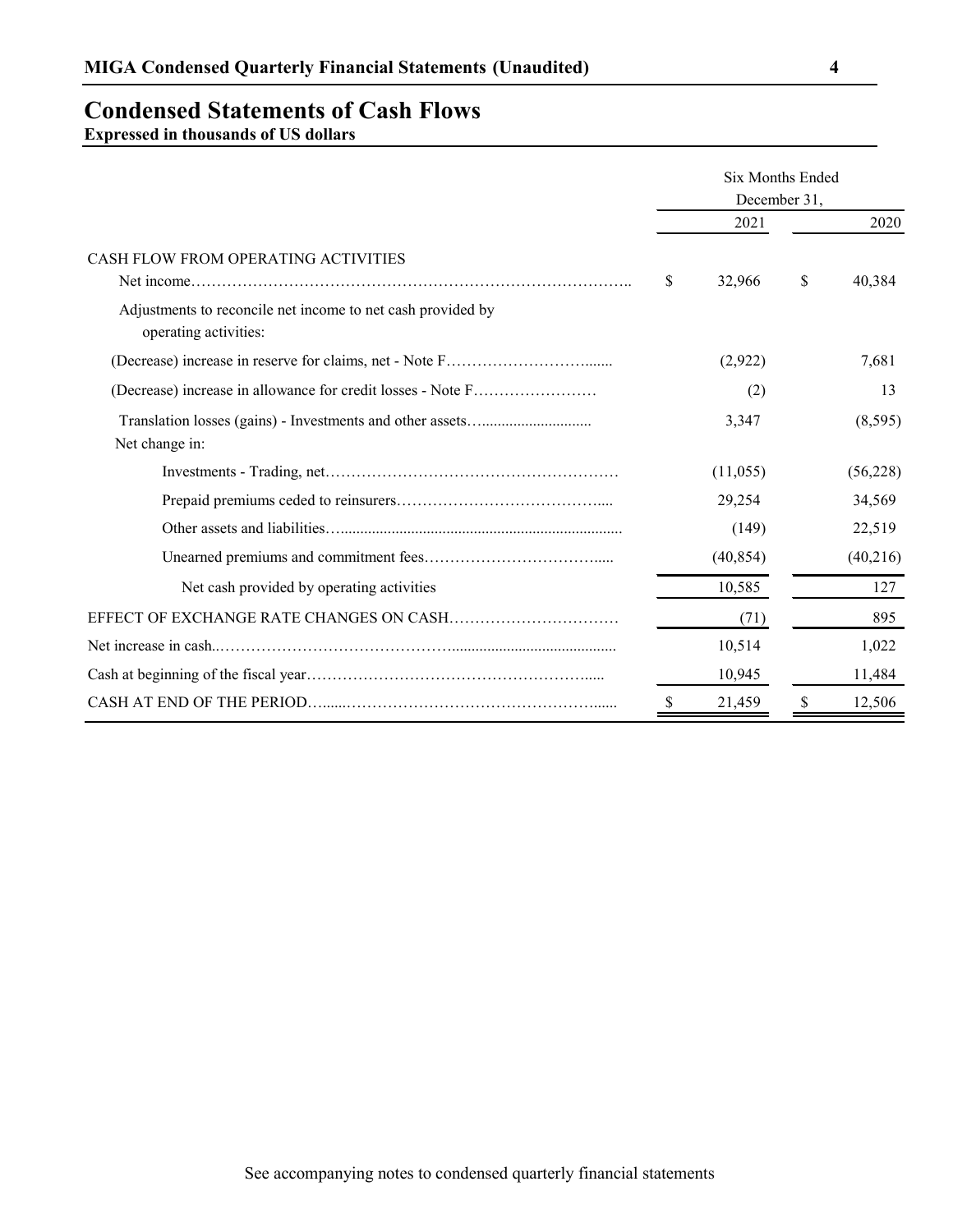## Condensed Statements of Cash Flows

**Expressed in thousands of US dollars**

| | Six Months Ended December 31, | |
|---|---|---|
| | 2021 | 2020 |
| CASH FLOW FROM OPERATING ACTIVITIES | | |
| Net income | $ 32,966 | $ 40,384 |
| Adjustments to reconcile net income to net cash provided by operating activities: | | |
| (Decrease) increase in reserve for claims, net - Note F | (2,922) | 7,681 |
| (Decrease) increase in allowance for credit losses - Note F | (2) | 13 |
| Translation losses (gains) - Investments and other assets | 3,347 | (8,595) |
| Net change in: | | |
| Investments - Trading, net | (11,055) | (56,228) |
| Prepaid premiums ceded to reinsurers | 29,254 | 34,569 |
| Other assets and liabilities | (149) | 22,519 |
| Unearned premiums and commitment fees | (40,854) | (40,216) |
| Net cash provided by operating activities | 10,585 | 127 |
| EFFECT OF EXCHANGE RATE CHANGES ON CASH | (71) | 895 |
| Net increase in cash | 10,514 | 1,022 |
| Cash at beginning of the fiscal year | 10,945 | 11,484 |
| CASH AT END OF THE PERIOD | $ 21,459 | $ 12,506 |

See accompanying notes to condensed quarterly financial statements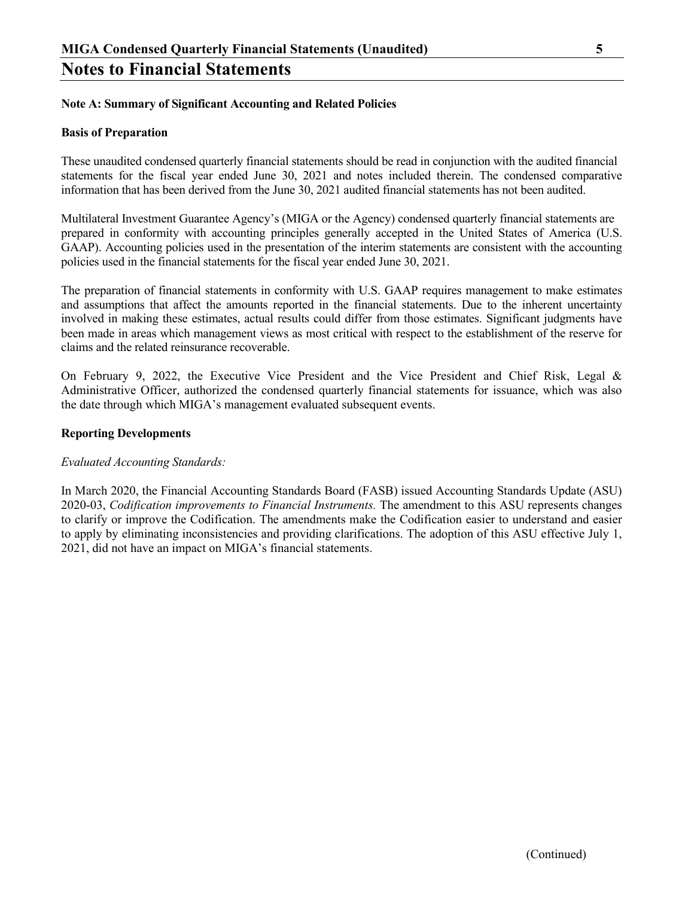# Notes to Financial Statements

**Note A: Summary of Significant Accounting and Related Policies**

**Basis of Preparation**

These unaudited condensed quarterly financial statements should be read in conjunction with the audited financial statements for the fiscal year ended June 30, 2021 and notes included therein. The condensed comparative information that has been derived from the June 30, 2021 audited financial statements has not been audited.

Multilateral Investment Guarantee Agency's (MIGA or the Agency) condensed quarterly financial statements are prepared in conformity with accounting principles generally accepted in the United States of America (U.S. GAAP). Accounting policies used in the presentation of the interim statements are consistent with the accounting policies used in the financial statements for the fiscal year ended June 30, 2021.

The preparation of financial statements in conformity with U.S. GAAP requires management to make estimates and assumptions that affect the amounts reported in the financial statements. Due to the inherent uncertainty involved in making these estimates, actual results could differ from those estimates. Significant judgments have been made in areas which management views as most critical with respect to the establishment of the reserve for claims and the related reinsurance recoverable.

On February 9, 2022, the Executive Vice President and the Vice President and Chief Risk, Legal & Administrative Officer, authorized the condensed quarterly financial statements for issuance, which was also the date through which MIGA's management evaluated subsequent events.

**Reporting Developments**

*Evaluated Accounting Standards:*

In March 2020, the Financial Accounting Standards Board (FASB) issued Accounting Standards Update (ASU) 2020-03, *Codification improvements to Financial Instruments.* The amendment to this ASU represents changes to clarify or improve the Codification. The amendments make the Codification easier to understand and easier to apply by eliminating inconsistencies and providing clarifications. The adoption of this ASU effective July 1, 2021, did not have an impact on MIGA's financial statements.

(Continued)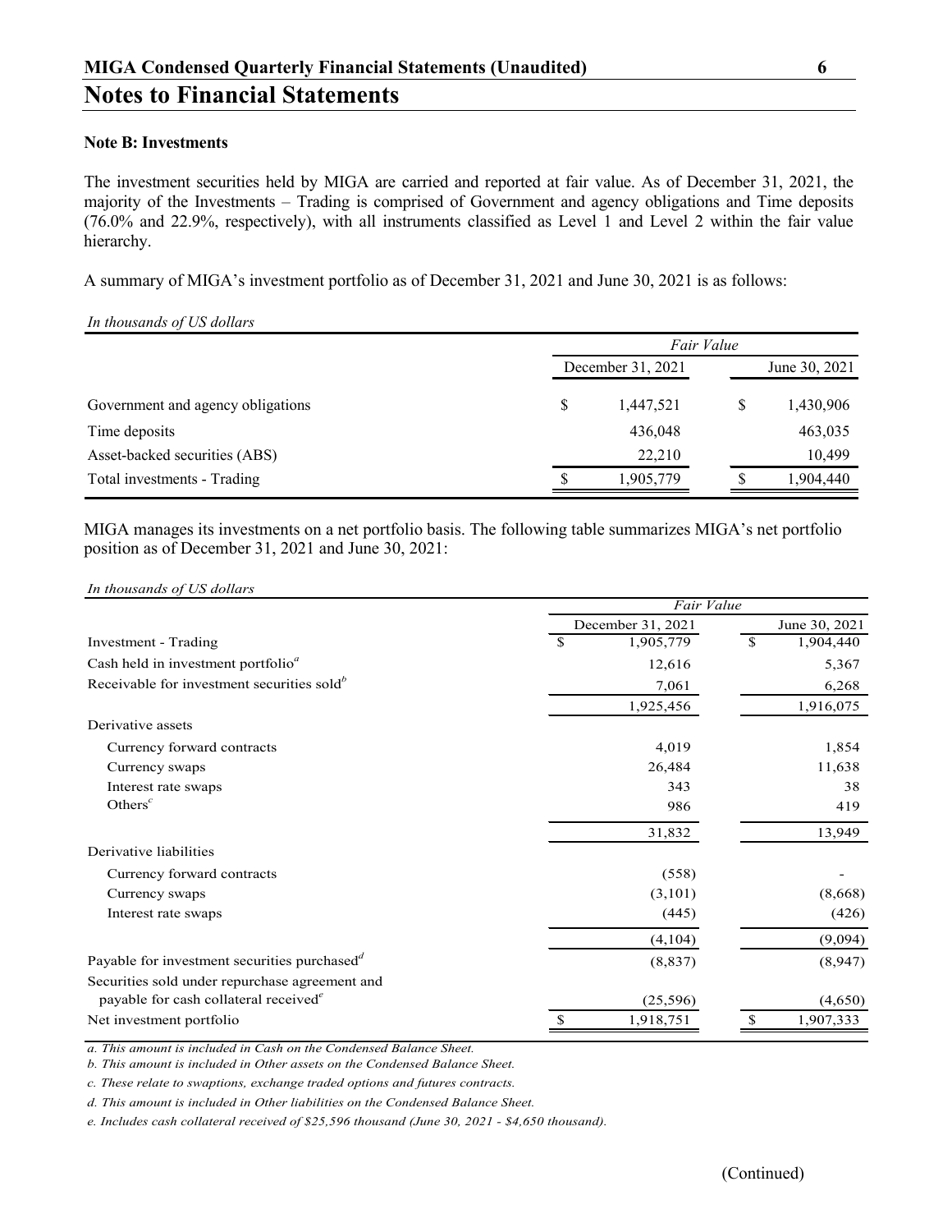## Notes to Financial Statements

**Note B: Investments**

The investment securities held by MIGA are carried and reported at fair value. As of December 31, 2021, the majority of the Investments – Trading is comprised of Government and agency obligations and Time deposits (76.0% and 22.9%, respectively), with all instruments classified as Level 1 and Level 2 within the fair value hierarchy.

A summary of MIGA's investment portfolio as of December 31, 2021 and June 30, 2021 is as follows:

*In thousands of US dollars*

| | *Fair Value* | |
|---|---|---|
| | December 31, 2021 | June 30, 2021 |
| Government and agency obligations | $ 1,447,521 | $ 1,430,906 |
| Time deposits | 436,048 | 463,035 |
| Asset-backed securities (ABS) | 22,210 | 10,499 |
| Total investments - Trading | $ 1,905,779 | $ 1,904,440 |

MIGA manages its investments on a net portfolio basis. The following table summarizes MIGA's net portfolio position as of December 31, 2021 and June 30, 2021:

*In thousands of US dollars*

| | *Fair Value* | |
|---|---|---|
| | December 31, 2021 | June 30, 2021 |
| Investment - Trading | $ 1,905,779 | $ 1,904,440 |
| Cash held in investment portfolio[a] | 12,616 | 5,367 |
| Receivable for investment securities sold[b] | 7,061 | 6,268 |
| | 1,925,456 | 1,916,075 |
| Derivative assets | | |
| Currency forward contracts | 4,019 | 1,854 |
| Currency swaps | 26,484 | 11,638 |
| Interest rate swaps | 343 | 38 |
| Others[c] | 986 | 419 |
| | 31,832 | 13,949 |
| Derivative liabilities | | |
| Currency forward contracts | (558) | - |
| Currency swaps | (3,101) | (8,668) |
| Interest rate swaps | (445) | (426) |
| | (4,104) | (9,094) |
| Payable for investment securities purchased[d] | (8,837) | (8,947) |
| Securities sold under repurchase agreement and payable for cash collateral received[e] | (25,596) | (4,650) |
| Net investment portfolio | $ 1,918,751 | $ 1,907,333 |

*a. This amount is included in Cash on the Condensed Balance Sheet.*

*b. This amount is included in Other assets on the Condensed Balance Sheet.*

*c. These relate to swaptions, exchange traded options and futures contracts.*

*d. This amount is included in Other liabilities on the Condensed Balance Sheet.*

*e. Includes cash collateral received of $25,596 thousand (June 30, 2021 - $4,650 thousand).*

(Continued)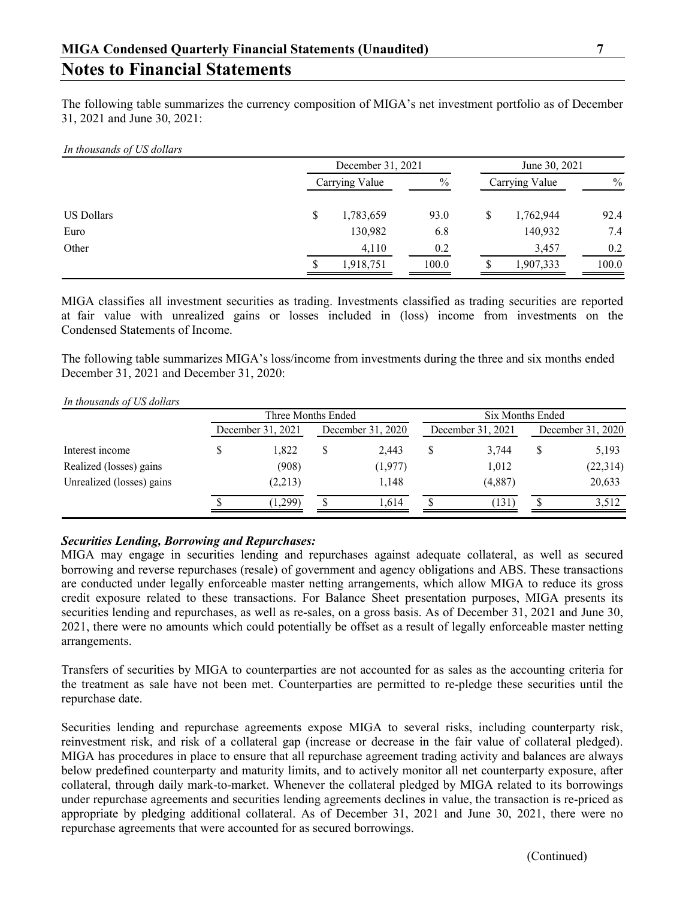## Notes to Financial Statements

The following table summarizes the currency composition of MIGA's net investment portfolio as of December 31, 2021 and June 30, 2021:

*In thousands of US dollars*

| | December 31, 2021 | | June 30, 2021 | |
|---|---|---|---|---|
| | Carrying Value | % | Carrying Value | % |
| US Dollars | $ 1,783,659 | 93.0 | $ 1,762,944 | 92.4 |
| Euro | 130,982 | 6.8 | 140,932 | 7.4 |
| Other | 4,110 | 0.2 | 3,457 | 0.2 |
| | $ 1,918,751 | 100.0 | $ 1,907,333 | 100.0 |

MIGA classifies all investment securities as trading. Investments classified as trading securities are reported at fair value with unrealized gains or losses included in (loss) income from investments on the Condensed Statements of Income.

The following table summarizes MIGA's loss/income from investments during the three and six months ended December 31, 2021 and December 31, 2020:

*In thousands of US dollars*

| | Three Months Ended | | Six Months Ended | |
|---|---|---|---|---|
| | December 31, 2021 | December 31, 2020 | December 31, 2021 | December 31, 2020 |
| Interest income | $ 1,822 | $ 2,443 | $ 3,744 | $ 5,193 |
| Realized (losses) gains | (908) | (1,977) | 1,012 | (22,314) |
| Unrealized (losses) gains | (2,213) | 1,148 | (4,887) | 20,633 |
| | $ (1,299) | $ 1,614 | $ (131) | $ 3,512 |

***Securities Lending, Borrowing and Repurchases:***

MIGA may engage in securities lending and repurchases against adequate collateral, as well as secured borrowing and reverse repurchases (resale) of government and agency obligations and ABS. These transactions are conducted under legally enforceable master netting arrangements, which allow MIGA to reduce its gross credit exposure related to these transactions. For Balance Sheet presentation purposes, MIGA presents its securities lending and repurchases, as well as re-sales, on a gross basis. As of December 31, 2021 and June 30, 2021, there were no amounts which could potentially be offset as a result of legally enforceable master netting arrangements.

Transfers of securities by MIGA to counterparties are not accounted for as sales as the accounting criteria for the treatment as sale have not been met. Counterparties are permitted to re-pledge these securities until the repurchase date.

Securities lending and repurchase agreements expose MIGA to several risks, including counterparty risk, reinvestment risk, and risk of a collateral gap (increase or decrease in the fair value of collateral pledged). MIGA has procedures in place to ensure that all repurchase agreement trading activity and balances are always below predefined counterparty and maturity limits, and to actively monitor all net counterparty exposure, after collateral, through daily mark-to-market. Whenever the collateral pledged by MIGA related to its borrowings under repurchase agreements and securities lending agreements declines in value, the transaction is re-priced as appropriate by pledging additional collateral. As of December 31, 2021 and June 30, 2021, there were no repurchase agreements that were accounted for as secured borrowings.

(Continued)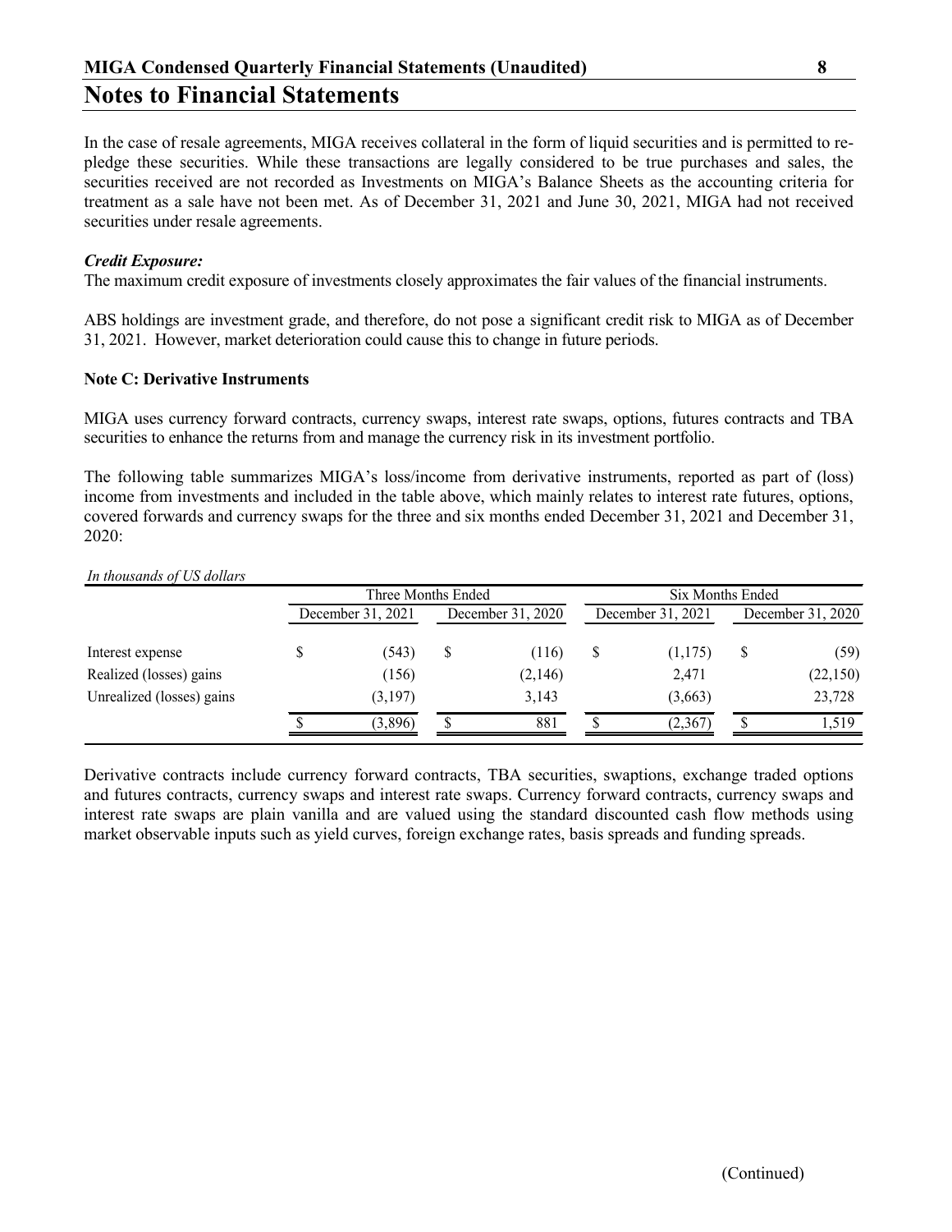In the case of resale agreements, MIGA receives collateral in the form of liquid securities and is permitted to re-pledge these securities. While these transactions are legally considered to be true purchases and sales, the securities received are not recorded as Investments on MIGA's Balance Sheets as the accounting criteria for treatment as a sale have not been met. As of December 31, 2021 and June 30, 2021, MIGA had not received securities under resale agreements.

***Credit Exposure:***

The maximum credit exposure of investments closely approximates the fair values of the financial instruments.

ABS holdings are investment grade, and therefore, do not pose a significant credit risk to MIGA as of December 31, 2021. However, market deterioration could cause this to change in future periods.

**Note C: Derivative Instruments**

MIGA uses currency forward contracts, currency swaps, interest rate swaps, options, futures contracts and TBA securities to enhance the returns from and manage the currency risk in its investment portfolio.

The following table summarizes MIGA's loss/income from derivative instruments, reported as part of (loss) income from investments and included in the table above, which mainly relates to interest rate futures, options, covered forwards and currency swaps for the three and six months ended December 31, 2021 and December 31, 2020:

*In thousands of US dollars*

| | Three Months Ended | | Six Months Ended | |
|---|---|---|---|---|
| | December 31, 2021 | December 31, 2020 | December 31, 2021 | December 31, 2020 |
| Interest expense | $ (543) | $ (116) | $ (1,175) | $ (59) |
| Realized (losses) gains | (156) | (2,146) | 2,471 | (22,150) |
| Unrealized (losses) gains | (3,197) | 3,143 | (3,663) | 23,728 |
| | $ (3,896) | $ 881 | $ (2,367) | $ 1,519 |

Derivative contracts include currency forward contracts, TBA securities, swaptions, exchange traded options and futures contracts, currency swaps and interest rate swaps. Currency forward contracts, currency swaps and interest rate swaps are plain vanilla and are valued using the standard discounted cash flow methods using market observable inputs such as yield curves, foreign exchange rates, basis spreads and funding spreads.

(Continued)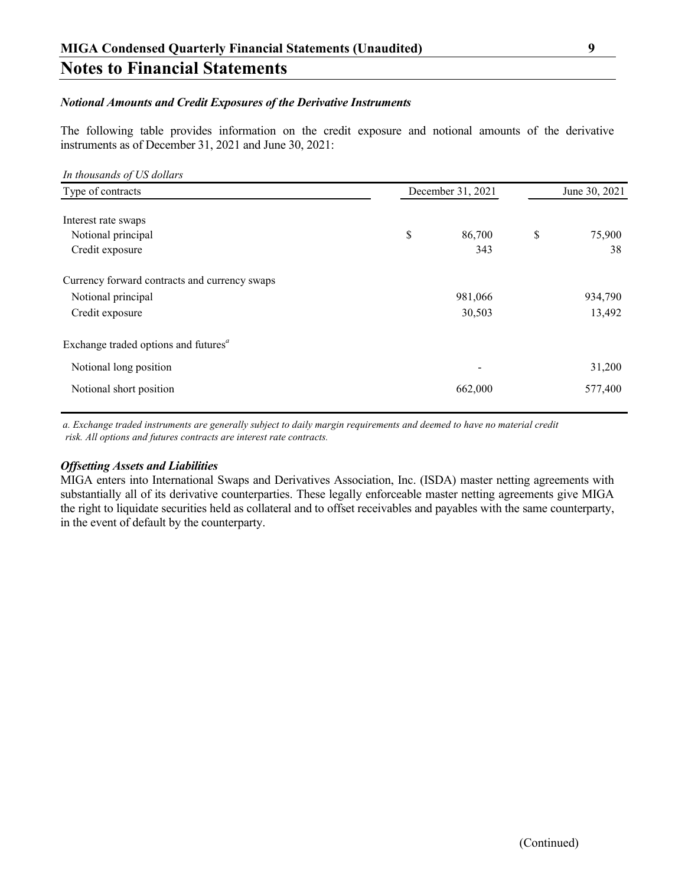# Notes to Financial Statements

***Notional Amounts and Credit Exposures of the Derivative Instruments***

The following table provides information on the credit exposure and notional amounts of the derivative instruments as of December 31, 2021 and June 30, 2021:

*In thousands of US dollars*

| Type of contracts | December 31, 2021 | June 30, 2021 |
|---|---|---|
| Interest rate swaps | | |
| Notional principal | $ 86,700 | $ 75,900 |
| Credit exposure | 343 | 38 |
| Currency forward contracts and currency swaps | | |
| Notional principal | 981,066 | 934,790 |
| Credit exposure | 30,503 | 13,492 |
| Exchange traded options and futures[a] | | |
| Notional long position | - | 31,200 |
| Notional short position | 662,000 | 577,400 |

*a. Exchange traded instruments are generally subject to daily margin requirements and deemed to have no material credit risk. All options and futures contracts are interest rate contracts.*

***Offsetting Assets and Liabilities***

MIGA enters into International Swaps and Derivatives Association, Inc. (ISDA) master netting agreements with substantially all of its derivative counterparties. These legally enforceable master netting agreements give MIGA the right to liquidate securities held as collateral and to offset receivables and payables with the same counterparty, in the event of default by the counterparty.

(Continued)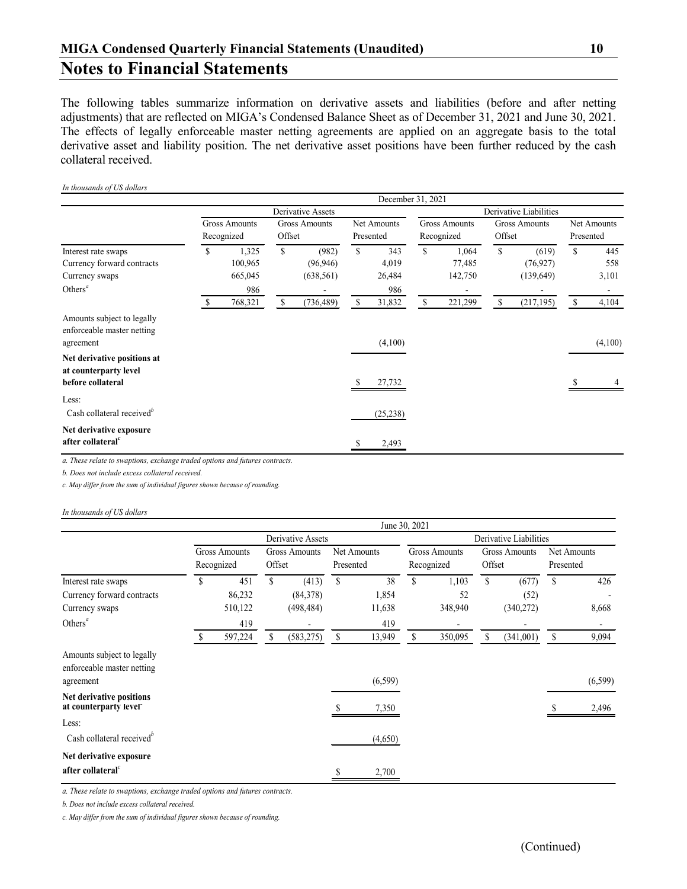## Notes to Financial Statements

The following tables summarize information on derivative assets and liabilities (before and after netting adjustments) that are reflected on MIGA's Condensed Balance Sheet as of December 31, 2021 and June 30, 2021. The effects of legally enforceable master netting agreements are applied on an aggregate basis to the total derivative asset and liability position. The net derivative asset positions have been further reduced by the cash collateral received.

*In thousands of US dollars*

| | December 31, 2021 | | | | | |
|---|---|---|---|---|---|---|
| | Derivative Assets | | | Derivative Liabilities | | |
| | Gross Amounts Recognized | Gross Amounts Offset | Net Amounts Presented | Gross Amounts Recognized | Gross Amounts Offset | Net Amounts Presented |
| Interest rate swaps | $ 1,325 | $ (982) | $ 343 | $ 1,064 | $ (619) | $ 445 |
| Currency forward contracts | 100,965 | (96,946) | 4,019 | 77,485 | (76,927) | 558 |
| Currency swaps | 665,045 | (638,561) | 26,484 | 142,750 | (139,649) | 3,101 |
| Others[a] | 986 | - | 986 | - | - | - |
| | $ 768,321 | $ (736,489) | $ 31,832 | $ 221,299 | $ (217,195) | $ 4,104 |
| Amounts subject to legally enforceable master netting agreement | | | (4,100) | | | (4,100) |
| **Net derivative positions at at counterparty level before collateral** | | | $ 27,732 | | | $ 4 |
| Less: | | | | | | |
| Cash collateral received[b] | | | (25,238) | | | |
| **Net derivative exposure after collateral**[c] | | | $ 2,493 | | | |

*a. These relate to swaptions, exchange traded options and futures contracts.*

*b. Does not include excess collateral received.*

*c. May differ from the sum of individual figures shown because of rounding.*

*In thousands of US dollars*

| | June 30, 2021 | | | | | |
|---|---|---|---|---|---|---|
| | Derivative Assets | | | Derivative Liabilities | | |
| | Gross Amounts Recognized | Gross Amounts Offset | Net Amounts Presented | Gross Amounts Recognized | Gross Amounts Offset | Net Amounts Presented |
| Interest rate swaps | $ 451 | $ (413) | $ 38 | $ 1,103 | $ (677) | $ 426 |
| Currency forward contracts | 86,232 | (84,378) | 1,854 | 52 | (52) | - |
| Currency swaps | 510,122 | (498,484) | 11,638 | 348,940 | (340,272) | 8,668 |
| Others[a] | 419 | - | 419 | - | - | - |
| | $ 597,224 | $ (583,275) | $ 13,949 | $ 350,095 | $ (341,001) | $ 9,094 |
| Amounts subject to legally enforceable master netting agreement | | | (6,599) | | | (6,599) |
| **Net derivative positions at counterparty level** | | | $ 7,350 | | | $ 2,496 |
| Less: | | | | | | |
| Cash collateral received[b] | | | (4,650) | | | |
| **Net derivative exposure after collateral**[c] | | | $ 2,700 | | | |

*a. These relate to swaptions, exchange traded options and futures contracts.*

*b. Does not include excess collateral received.*

*c. May differ from the sum of individual figures shown because of rounding.*

(Continued)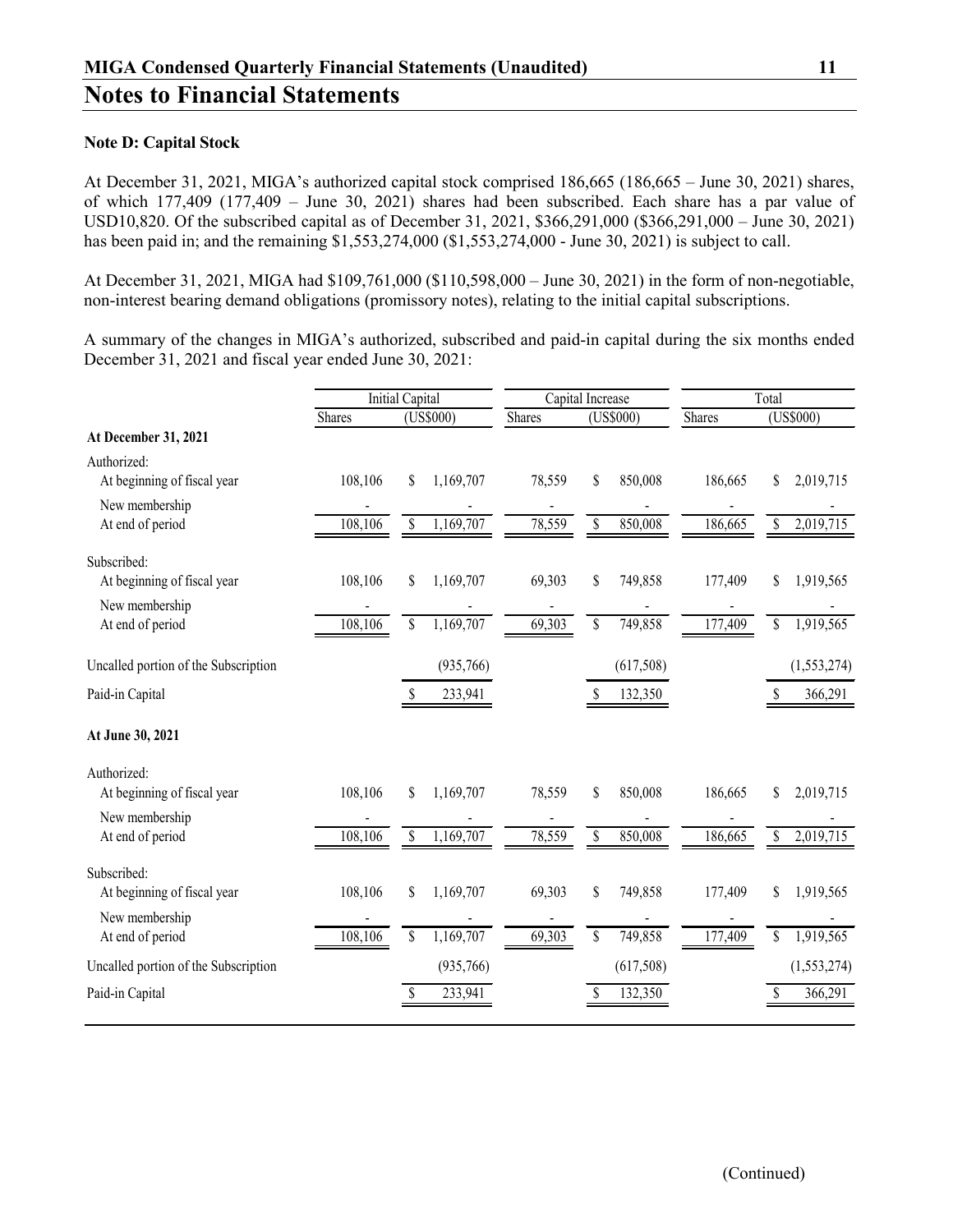## Notes to Financial Statements

**Note D: Capital Stock**

At December 31, 2021, MIGA's authorized capital stock comprised 186,665 (186,665 – June 30, 2021) shares, of which 177,409 (177,409 – June 30, 2021) shares had been subscribed. Each share has a par value of USD10,820. Of the subscribed capital as of December 31, 2021, $366,291,000 ($366,291,000 – June 30, 2021) has been paid in; and the remaining $1,553,274,000 ($1,553,274,000 - June 30, 2021) is subject to call.

At December 31, 2021, MIGA had $109,761,000 ($110,598,000 – June 30, 2021) in the form of non-negotiable, non-interest bearing demand obligations (promissory notes), relating to the initial capital subscriptions.

A summary of the changes in MIGA's authorized, subscribed and paid-in capital during the six months ended December 31, 2021 and fiscal year ended June 30, 2021:

| | Initial Capital | | Capital Increase | | Total | |
|---|---|---|---|---|---|---|
| | Shares | (US$000) | Shares | (US$000) | Shares | (US$000) |
| **At December 31, 2021** | | | | | | |
| Authorized: | | | | | | |
| At beginning of fiscal year | 108,106 | $ 1,169,707 | 78,559 | $ 850,008 | 186,665 | $ 2,019,715 |
| New membership | - | - | - | - | - | - |
| At end of period | 108,106 | $ 1,169,707 | 78,559 | $ 850,008 | 186,665 | $ 2,019,715 |
| Subscribed: | | | | | | |
| At beginning of fiscal year | 108,106 | $ 1,169,707 | 69,303 | $ 749,858 | 177,409 | $ 1,919,565 |
| New membership | - | - | - | - | - | - |
| At end of period | 108,106 | $ 1,169,707 | 69,303 | $ 749,858 | 177,409 | $ 1,919,565 |
| Uncalled portion of the Subscription | | (935,766) | | (617,508) | | (1,553,274) |
| Paid-in Capital | | $ 233,941 | | $ 132,350 | | $ 366,291 |
| **At June 30, 2021** | | | | | | |
| Authorized: | | | | | | |
| At beginning of fiscal year | 108,106 | $ 1,169,707 | 78,559 | $ 850,008 | 186,665 | $ 2,019,715 |
| New membership | - | - | - | - | - | - |
| At end of period | 108,106 | $ 1,169,707 | 78,559 | $ 850,008 | 186,665 | $ 2,019,715 |
| Subscribed: | | | | | | |
| At beginning of fiscal year | 108,106 | $ 1,169,707 | 69,303 | $ 749,858 | 177,409 | $ 1,919,565 |
| New membership | - | - | - | - | - | - |
| At end of period | 108,106 | $ 1,169,707 | 69,303 | $ 749,858 | 177,409 | $ 1,919,565 |
| Uncalled portion of the Subscription | | (935,766) | | (617,508) | | (1,553,274) |
| Paid-in Capital | | $ 233,941 | | $ 132,350 | | $ 366,291 |

(Continued)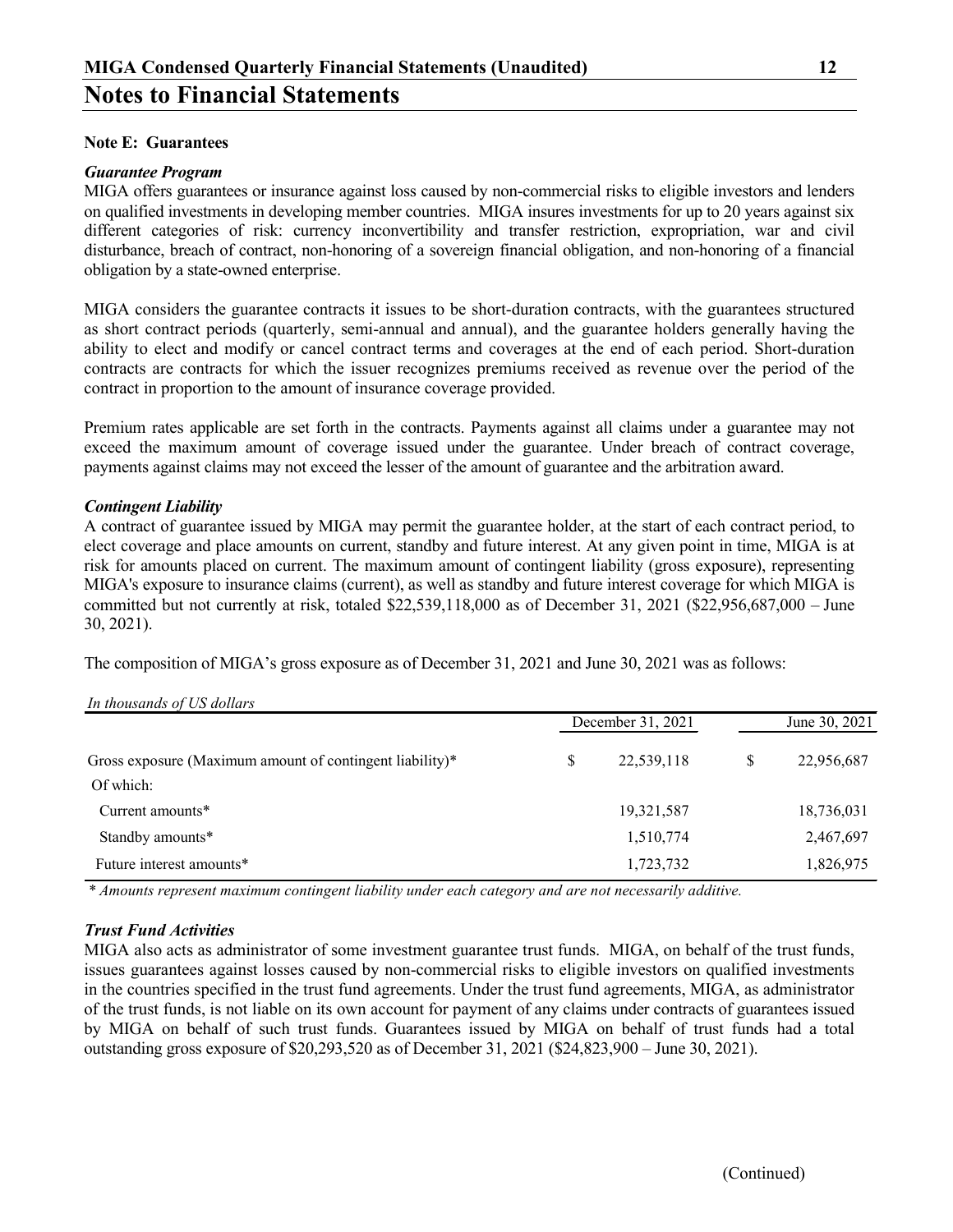## Notes to Financial Statements

**Note E: Guarantees**

***Guarantee Program***

MIGA offers guarantees or insurance against loss caused by non-commercial risks to eligible investors and lenders on qualified investments in developing member countries. MIGA insures investments for up to 20 years against six different categories of risk: currency inconvertibility and transfer restriction, expropriation, war and civil disturbance, breach of contract, non-honoring of a sovereign financial obligation, and non-honoring of a financial obligation by a state-owned enterprise.

MIGA considers the guarantee contracts it issues to be short-duration contracts, with the guarantees structured as short contract periods (quarterly, semi-annual and annual), and the guarantee holders generally having the ability to elect and modify or cancel contract terms and coverages at the end of each period. Short-duration contracts are contracts for which the issuer recognizes premiums received as revenue over the period of the contract in proportion to the amount of insurance coverage provided.

Premium rates applicable are set forth in the contracts. Payments against all claims under a guarantee may not exceed the maximum amount of coverage issued under the guarantee. Under breach of contract coverage, payments against claims may not exceed the lesser of the amount of guarantee and the arbitration award.

***Contingent Liability***

A contract of guarantee issued by MIGA may permit the guarantee holder, at the start of each contract period, to elect coverage and place amounts on current, standby and future interest. At any given point in time, MIGA is at risk for amounts placed on current. The maximum amount of contingent liability (gross exposure), representing MIGA's exposure to insurance claims (current), as well as standby and future interest coverage for which MIGA is committed but not currently at risk, totaled $22,539,118,000 as of December 31, 2021 ($22,956,687,000 – June 30, 2021).

The composition of MIGA's gross exposure as of December 31, 2021 and June 30, 2021 was as follows:

*In thousands of US dollars*

| | December 31, 2021 | June 30, 2021 |
|---|---|---|
| Gross exposure (Maximum amount of contingent liability)* | $ 22,539,118 | $ 22,956,687 |
| Of which: | | |
| Current amounts* | 19,321,587 | 18,736,031 |
| Standby amounts* | 1,510,774 | 2,467,697 |
| Future interest amounts* | 1,723,732 | 1,826,975 |

*\* Amounts represent maximum contingent liability under each category and are not necessarily additive.*

***Trust Fund Activities***

MIGA also acts as administrator of some investment guarantee trust funds. MIGA, on behalf of the trust funds, issues guarantees against losses caused by non-commercial risks to eligible investors on qualified investments in the countries specified in the trust fund agreements. Under the trust fund agreements, MIGA, as administrator of the trust funds, is not liable on its own account for payment of any claims under contracts of guarantees issued by MIGA on behalf of such trust funds. Guarantees issued by MIGA on behalf of trust funds had a total outstanding gross exposure of $20,293,520 as of December 31, 2021 ($24,823,900 – June 30, 2021).

(Continued)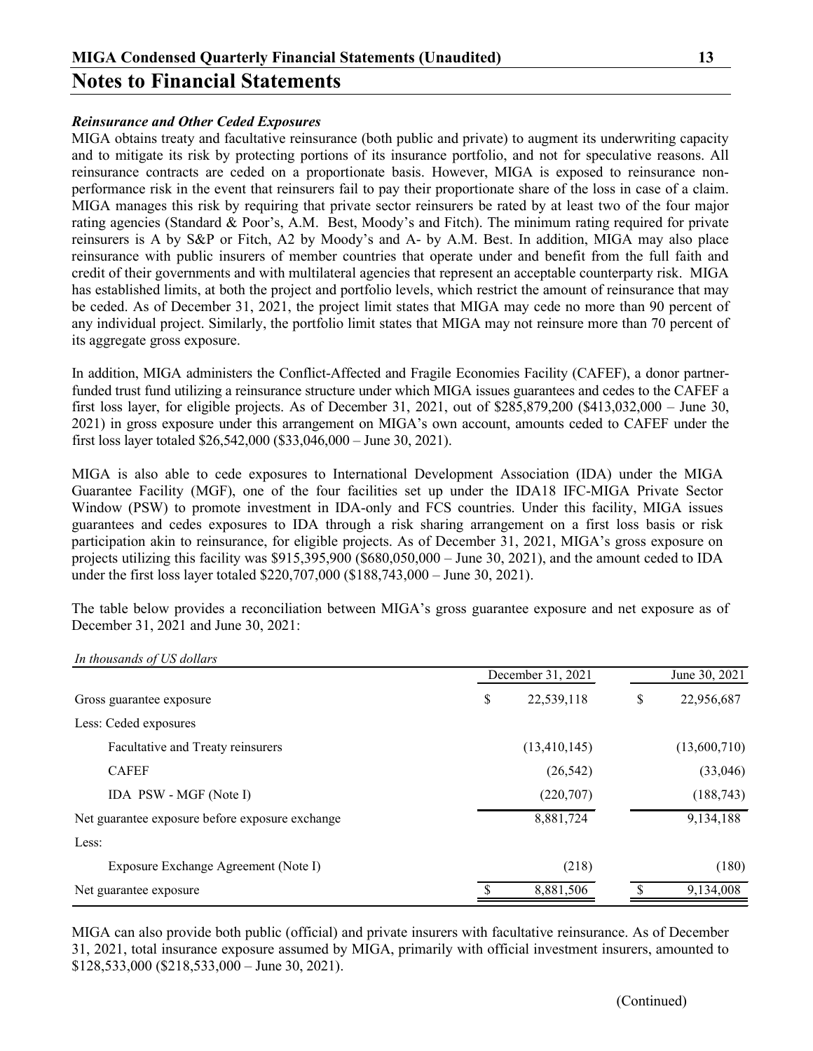# Notes to Financial Statements

***Reinsurance and Other Ceded Exposures***

MIGA obtains treaty and facultative reinsurance (both public and private) to augment its underwriting capacity and to mitigate its risk by protecting portions of its insurance portfolio, and not for speculative reasons. All reinsurance contracts are ceded on a proportionate basis. However, MIGA is exposed to reinsurance non-performance risk in the event that reinsurers fail to pay their proportionate share of the loss in case of a claim. MIGA manages this risk by requiring that private sector reinsurers be rated by at least two of the four major rating agencies (Standard & Poor's, A.M. Best, Moody's and Fitch). The minimum rating required for private reinsurers is A by S&P or Fitch, A2 by Moody's and A- by A.M. Best. In addition, MIGA may also place reinsurance with public insurers of member countries that operate under and benefit from the full faith and credit of their governments and with multilateral agencies that represent an acceptable counterparty risk. MIGA has established limits, at both the project and portfolio levels, which restrict the amount of reinsurance that may be ceded. As of December 31, 2021, the project limit states that MIGA may cede no more than 90 percent of any individual project. Similarly, the portfolio limit states that MIGA may not reinsure more than 70 percent of its aggregate gross exposure.

In addition, MIGA administers the Conflict-Affected and Fragile Economies Facility (CAFEF), a donor partner-funded trust fund utilizing a reinsurance structure under which MIGA issues guarantees and cedes to the CAFEF a first loss layer, for eligible projects. As of December 31, 2021, out of $285,879,200 ($413,032,000 – June 30, 2021) in gross exposure under this arrangement on MIGA's own account, amounts ceded to CAFEF under the first loss layer totaled $26,542,000 ($33,046,000 – June 30, 2021).

MIGA is also able to cede exposures to International Development Association (IDA) under the MIGA Guarantee Facility (MGF), one of the four facilities set up under the IDA18 IFC-MIGA Private Sector Window (PSW) to promote investment in IDA-only and FCS countries. Under this facility, MIGA issues guarantees and cedes exposures to IDA through a risk sharing arrangement on a first loss basis or risk participation akin to reinsurance, for eligible projects. As of December 31, 2021, MIGA's gross exposure on projects utilizing this facility was $915,395,900 ($680,050,000 – June 30, 2021), and the amount ceded to IDA under the first loss layer totaled $220,707,000 ($188,743,000 – June 30, 2021).

The table below provides a reconciliation between MIGA's gross guarantee exposure and net exposure as of December 31, 2021 and June 30, 2021:

*In thousands of US dollars*

| | December 31, 2021 | June 30, 2021 |
|---|---|---|
| Gross guarantee exposure | $ 22,539,118 | $ 22,956,687 |
| Less: Ceded exposures | | |
| Facultative and Treaty reinsurers | (13,410,145) | (13,600,710) |
| CAFEF | (26,542) | (33,046) |
| IDA PSW - MGF (Note I) | (220,707) | (188,743) |
| Net guarantee exposure before exposure exchange | 8,881,724 | 9,134,188 |
| Less: | | |
| Exposure Exchange Agreement (Note I) | (218) | (180) |
| Net guarantee exposure | $ 8,881,506 | $ 9,134,008 |

MIGA can also provide both public (official) and private insurers with facultative reinsurance. As of December 31, 2021, total insurance exposure assumed by MIGA, primarily with official investment insurers, amounted to $128,533,000 ($218,533,000 – June 30, 2021).

(Continued)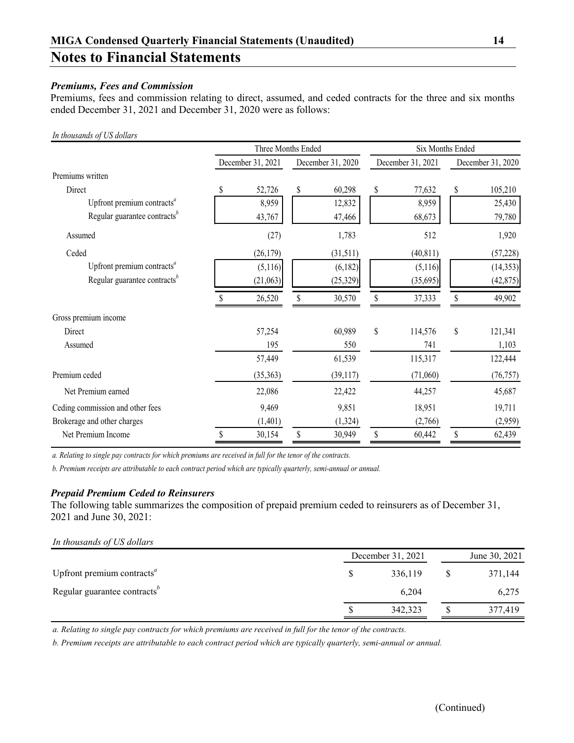# Notes to Financial Statements

### *Premiums, Fees and Commission*

Premiums, fees and commission relating to direct, assumed, and ceded contracts for the three and six months ended December 31, 2021 and December 31, 2020 were as follows:

*In thousands of US dollars*

| | Three Months Ended | | Six Months Ended | |
|---|---|---|---|---|
| | December 31, 2021 | December 31, 2020 | December 31, 2021 | December 31, 2020 |
| Premiums written | | | | |
| Direct | $ 52,726 | $ 60,298 | $ 77,632 | $ 105,210 |
| Upfront premium contracts[a] | 8,959 | 12,832 | 8,959 | 25,430 |
| Regular guarantee contracts[b] | 43,767 | 47,466 | 68,673 | 79,780 |
| Assumed | (27) | 1,783 | 512 | 1,920 |
| Ceded | (26,179) | (31,511) | (40,811) | (57,228) |
| Upfront premium contracts[a] | (5,116) | (6,182) | (5,116) | (14,353) |
| Regular guarantee contracts[b] | (21,063) | (25,329) | (35,695) | (42,875) |
| | $ 26,520 | $ 30,570 | $ 37,333 | $ 49,902 |
| Gross premium income | | | | |
| Direct | 57,254 | 60,989 | $ 114,576 | $ 121,341 |
| Assumed | 195 | 550 | 741 | 1,103 |
| | 57,449 | 61,539 | 115,317 | 122,444 |
| Premium ceded | (35,363) | (39,117) | (71,060) | (76,757) |
| Net Premium earned | 22,086 | 22,422 | 44,257 | 45,687 |
| Ceding commission and other fees | 9,469 | 9,851 | 18,951 | 19,711 |
| Brokerage and other charges | (1,401) | (1,324) | (2,766) | (2,959) |
| Net Premium Income | $ 30,154 | $ 30,949 | $ 60,442 | $ 62,439 |

*a. Relating to single pay contracts for which premiums are received in full for the tenor of the contracts.*

*b. Premium receipts are attributable to each contract period which are typically quarterly, semi-annual or annual.*

### *Prepaid Premium Ceded to Reinsurers*

The following table summarizes the composition of prepaid premium ceded to reinsurers as of December 31, 2021 and June 30, 2021:

*In thousands of US dollars*

| | December 31, 2021 | June 30, 2021 |
|---|---|---|
| Upfront premium contracts[a] | $ 336,119 | $ 371,144 |
| Regular guarantee contracts[b] | 6,204 | 6,275 |
| | $ 342,323 | $ 377,419 |

*a. Relating to single pay contracts for which premiums are received in full for the tenor of the contracts.*

*b. Premium receipts are attributable to each contract period which are typically quarterly, semi-annual or annual.*

(Continued)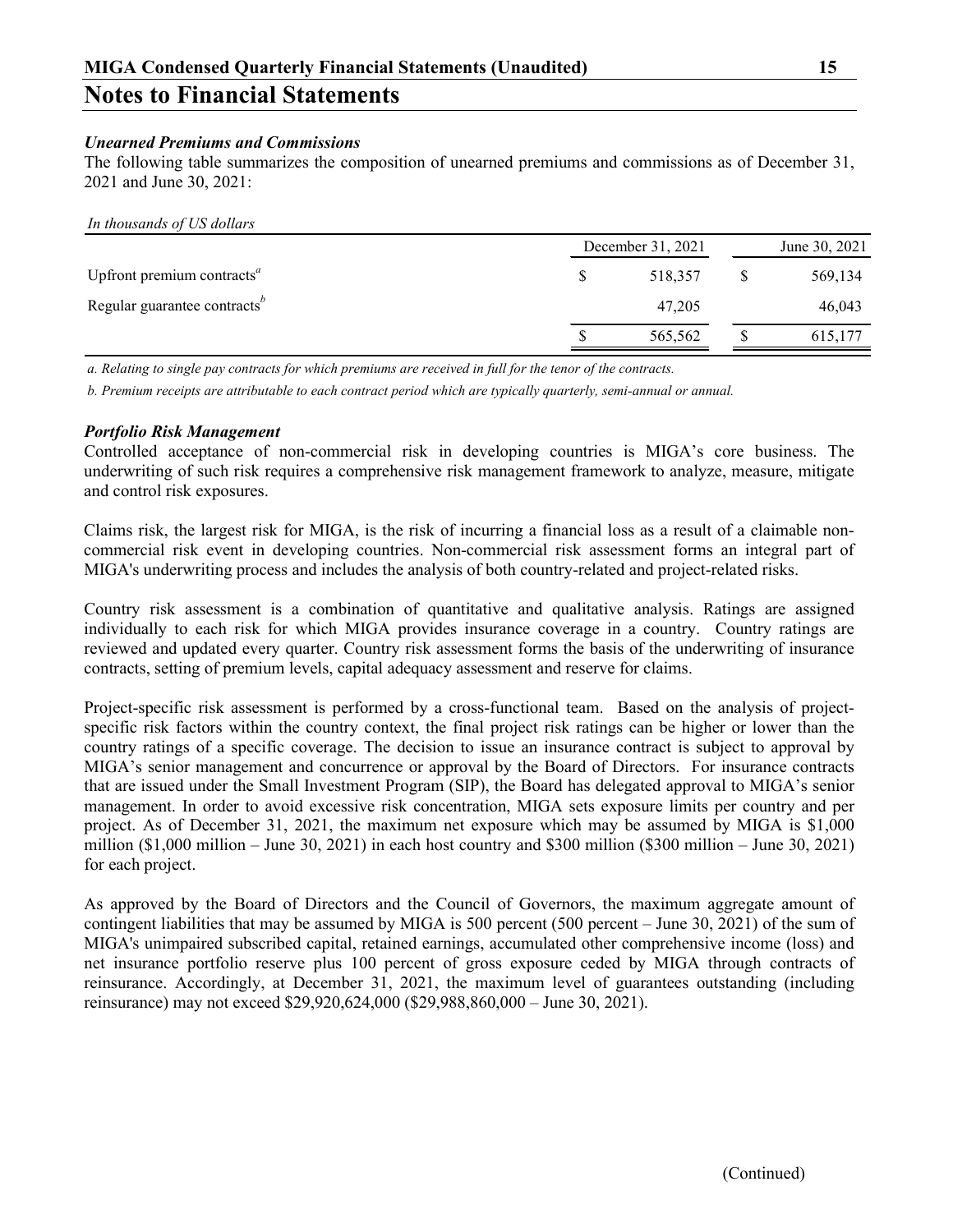# Notes to Financial Statements

### *Unearned Premiums and Commissions*

The following table summarizes the composition of unearned premiums and commissions as of December 31, 2021 and June 30, 2021:

*In thousands of US dollars*

| | December 31, 2021 | June 30, 2021 |
|---|---|---|
| Upfront premium contracts[a] | $ 518,357 | $ 569,134 |
| Regular guarantee contracts[b] | 47,205 | 46,043 |
| | $ 565,562 | $ 615,177 |

*a. Relating to single pay contracts for which premiums are received in full for the tenor of the contracts.*

*b. Premium receipts are attributable to each contract period which are typically quarterly, semi-annual or annual.*

### *Portfolio Risk Management*

Controlled acceptance of non-commercial risk in developing countries is MIGA's core business. The underwriting of such risk requires a comprehensive risk management framework to analyze, measure, mitigate and control risk exposures.

Claims risk, the largest risk for MIGA, is the risk of incurring a financial loss as a result of a claimable non-commercial risk event in developing countries. Non-commercial risk assessment forms an integral part of MIGA's underwriting process and includes the analysis of both country-related and project-related risks.

Country risk assessment is a combination of quantitative and qualitative analysis. Ratings are assigned individually to each risk for which MIGA provides insurance coverage in a country. Country ratings are reviewed and updated every quarter. Country risk assessment forms the basis of the underwriting of insurance contracts, setting of premium levels, capital adequacy assessment and reserve for claims.

Project-specific risk assessment is performed by a cross-functional team. Based on the analysis of project-specific risk factors within the country context, the final project risk ratings can be higher or lower than the country ratings of a specific coverage. The decision to issue an insurance contract is subject to approval by MIGA's senior management and concurrence or approval by the Board of Directors. For insurance contracts that are issued under the Small Investment Program (SIP), the Board has delegated approval to MIGA's senior management. In order to avoid excessive risk concentration, MIGA sets exposure limits per country and per project. As of December 31, 2021, the maximum net exposure which may be assumed by MIGA is $1,000 million ($1,000 million – June 30, 2021) in each host country and $300 million ($300 million – June 30, 2021) for each project.

As approved by the Board of Directors and the Council of Governors, the maximum aggregate amount of contingent liabilities that may be assumed by MIGA is 500 percent (500 percent – June 30, 2021) of the sum of MIGA's unimpaired subscribed capital, retained earnings, accumulated other comprehensive income (loss) and net insurance portfolio reserve plus 100 percent of gross exposure ceded by MIGA through contracts of reinsurance. Accordingly, at December 31, 2021, the maximum level of guarantees outstanding (including reinsurance) may not exceed $29,920,624,000 ($29,988,860,000 – June 30, 2021).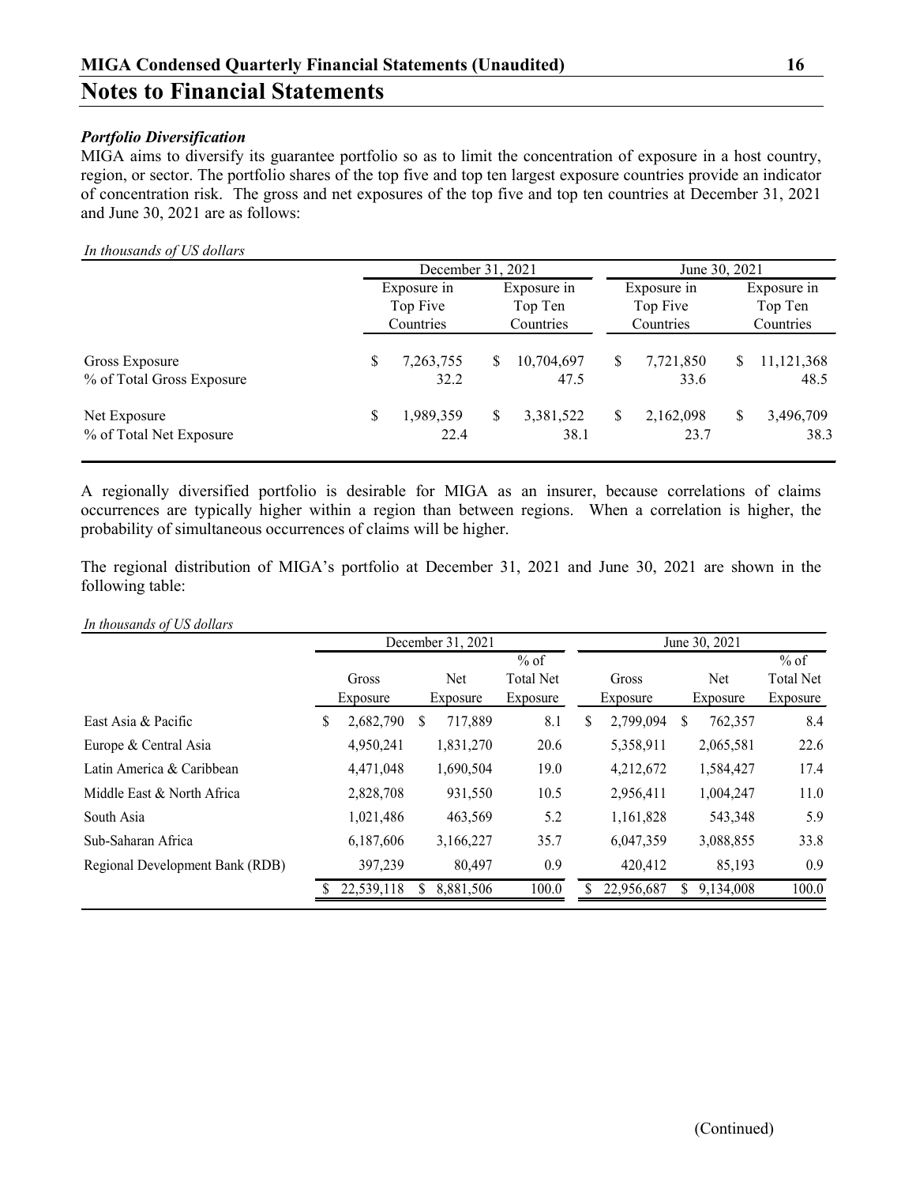## Notes to Financial Statements

***Portfolio Diversification***

MIGA aims to diversify its guarantee portfolio so as to limit the concentration of exposure in a host country, region, or sector. The portfolio shares of the top five and top ten largest exposure countries provide an indicator of concentration risk. The gross and net exposures of the top five and top ten countries at December 31, 2021 and June 30, 2021 are as follows:

*In thousands of US dollars*

| | December 31, 2021 | | June 30, 2021 | |
|---|---|---|---|---|
| | Exposure in Top Five Countries | Exposure in Top Ten Countries | Exposure in Top Five Countries | Exposure in Top Ten Countries |
| Gross Exposure | $ 7,263,755 | $ 10,704,697 | $ 7,721,850 | $ 11,121,368 |
| % of Total Gross Exposure | 32.2 | 47.5 | 33.6 | 48.5 |
| Net Exposure | $ 1,989,359 | $ 3,381,522 | $ 2,162,098 | $ 3,496,709 |
| % of Total Net Exposure | 22.4 | 38.1 | 23.7 | 38.3 |

A regionally diversified portfolio is desirable for MIGA as an insurer, because correlations of claims occurrences are typically higher within a region than between regions. When a correlation is higher, the probability of simultaneous occurrences of claims will be higher.

The regional distribution of MIGA's portfolio at December 31, 2021 and June 30, 2021 are shown in the following table:

*In thousands of US dollars*

| | December 31, 2021 | | | June 30, 2021 | | |
|---|---|---|---|---|---|---|
| | Gross Exposure | Net Exposure | % of Total Net Exposure | Gross Exposure | Net Exposure | % of Total Net Exposure |
| East Asia & Pacific | $ 2,682,790 | $ 717,889 | 8.1 | $ 2,799,094 | $ 762,357 | 8.4 |
| Europe & Central Asia | 4,950,241 | 1,831,270 | 20.6 | 5,358,911 | 2,065,581 | 22.6 |
| Latin America & Caribbean | 4,471,048 | 1,690,504 | 19.0 | 4,212,672 | 1,584,427 | 17.4 |
| Middle East & North Africa | 2,828,708 | 931,550 | 10.5 | 2,956,411 | 1,004,247 | 11.0 |
| South Asia | 1,021,486 | 463,569 | 5.2 | 1,161,828 | 543,348 | 5.9 |
| Sub-Saharan Africa | 6,187,606 | 3,166,227 | 35.7 | 6,047,359 | 3,088,855 | 33.8 |
| Regional Development Bank (RDB) | 397,239 | 80,497 | 0.9 | 420,412 | 85,193 | 0.9 |
| | $ 22,539,118 | $ 8,881,506 | 100.0 | $ 22,956,687 | $ 9,134,008 | 100.0 |

(Continued)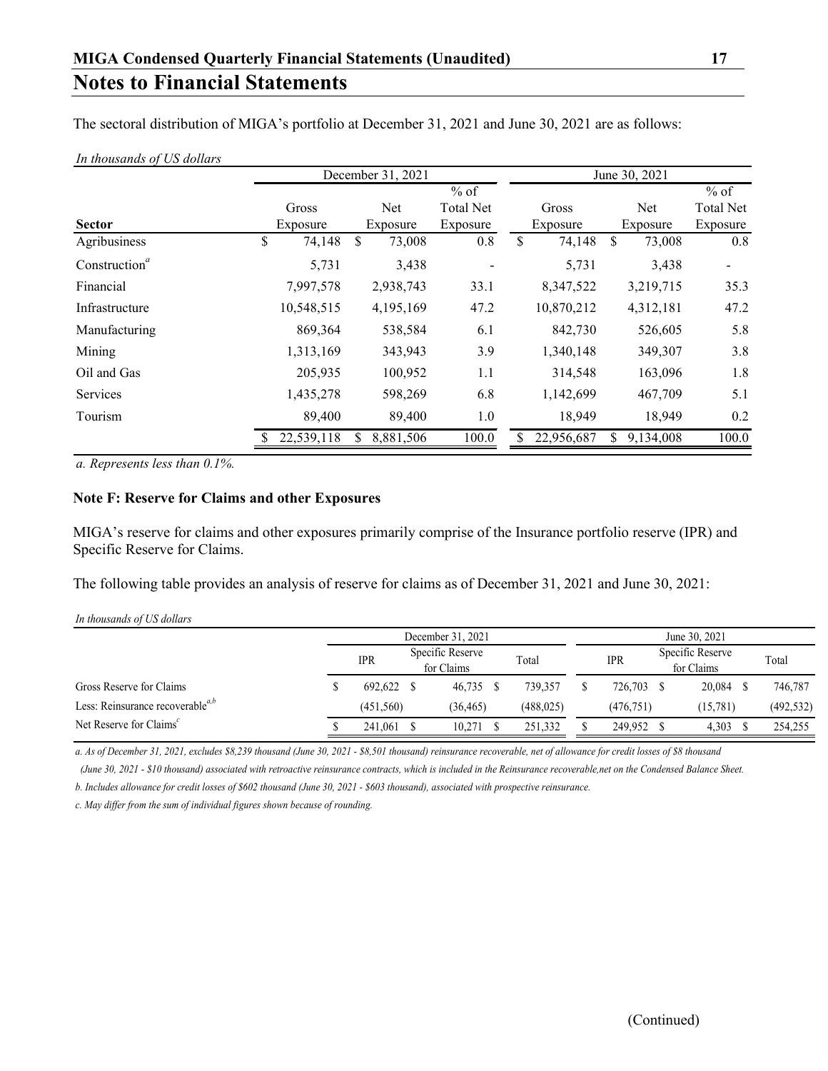The sectoral distribution of MIGA's portfolio at December 31, 2021 and June 30, 2021 are as follows:

*In thousands of US dollars*

| | December 31, 2021 | | | June 30, 2021 | | |
|---|---|---|---|---|---|---|
| **Sector** | Gross Exposure | Net Exposure | % of Total Net Exposure | Gross Exposure | Net Exposure | % of Total Net Exposure |
| Agribusiness | $ 74,148 | $ 73,008 | 0.8 | $ 74,148 | $ 73,008 | 0.8 |
| Construction[a] | 5,731 | 3,438 | - | 5,731 | 3,438 | - |
| Financial | 7,997,578 | 2,938,743 | 33.1 | 8,347,522 | 3,219,715 | 35.3 |
| Infrastructure | 10,548,515 | 4,195,169 | 47.2 | 10,870,212 | 4,312,181 | 47.2 |
| Manufacturing | 869,364 | 538,584 | 6.1 | 842,730 | 526,605 | 5.8 |
| Mining | 1,313,169 | 343,943 | 3.9 | 1,340,148 | 349,307 | 3.8 |
| Oil and Gas | 205,935 | 100,952 | 1.1 | 314,548 | 163,096 | 1.8 |
| Services | 1,435,278 | 598,269 | 6.8 | 1,142,699 | 467,709 | 5.1 |
| Tourism | 89,400 | 89,400 | 1.0 | 18,949 | 18,949 | 0.2 |
| | $ 22,539,118 | $ 8,881,506 | 100.0 | $ 22,956,687 | $ 9,134,008 | 100.0 |

*a. Represents less than 0.1%.*

**Note F: Reserve for Claims and other Exposures**

MIGA's reserve for claims and other exposures primarily comprise of the Insurance portfolio reserve (IPR) and Specific Reserve for Claims.

The following table provides an analysis of reserve for claims as of December 31, 2021 and June 30, 2021:

*In thousands of US dollars*

| | December 31, 2021 | | | June 30, 2021 | | |
|---|---|---|---|---|---|---|
| | IPR | Specific Reserve for Claims | Total | IPR | Specific Reserve for Claims | Total |
| Gross Reserve for Claims | $ 692,622 | $ 46,735 | $ 739,357 | $ 726,703 | $ 20,084 | $ 746,787 |
| Less: Reinsurance recoverable[a,b] | (451,560) | (36,465) | (488,025) | (476,751) | (15,781) | (492,532) |
| Net Reserve for Claims[c] | $ 241,061 | $ 10,271 | $ 251,332 | $ 249,952 | $ 4,303 | $ 254,255 |

*a. As of December 31, 2021, excludes $8,239 thousand (June 30, 2021 - $8,501 thousand) reinsurance recoverable, net of allowance for credit losses of $8 thousand (June 30, 2021 - $10 thousand) associated with retroactive reinsurance contracts, which is included in the Reinsurance recoverable,net on the Condensed Balance Sheet.*

*b. Includes allowance for credit losses of $602 thousand (June 30, 2021 - $603 thousand), associated with prospective reinsurance.*

*c. May differ from the sum of individual figures shown because of rounding.*

(Continued)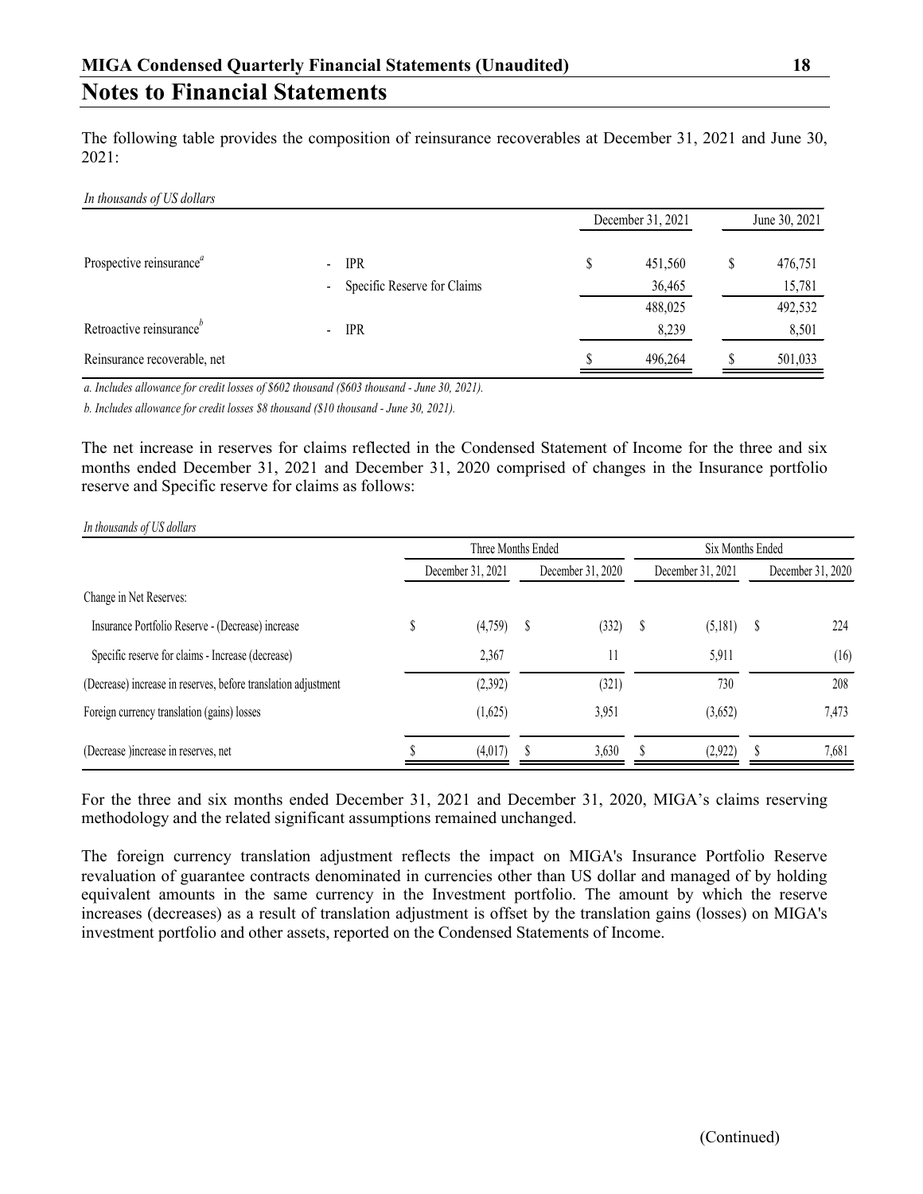# Notes to Financial Statements

The following table provides the composition of reinsurance recoverables at December 31, 2021 and June 30, 2021:

*In thousands of US dollars*

| | | December 31, 2021 | June 30, 2021 |
|---|---|---|---|
| Prospective reinsurance[a] | - IPR | $ 451,560 | $ 476,751 |
| | - Specific Reserve for Claims | 36,465 | 15,781 |
| | | 488,025 | 492,532 |
| Retroactive reinsurance[b] | - IPR | 8,239 | 8,501 |
| Reinsurance recoverable, net | | $ 496,264 | $ 501,033 |

*a. Includes allowance for credit losses of $602 thousand ($603 thousand - June 30, 2021).*

*b. Includes allowance for credit losses $8 thousand ($10 thousand - June 30, 2021).*

The net increase in reserves for claims reflected in the Condensed Statement of Income for the three and six months ended December 31, 2021 and December 31, 2020 comprised of changes in the Insurance portfolio reserve and Specific reserve for claims as follows:

*In thousands of US dollars*

| | Three Months Ended | | Six Months Ended | |
|---|---|---|---|---|
| | December 31, 2021 | December 31, 2020 | December 31, 2021 | December 31, 2020 |
| Change in Net Reserves: | | | | |
| Insurance Portfolio Reserve - (Decrease) increase | $ (4,759) | $ (332) | $ (5,181) | $ 224 |
| Specific reserve for claims - Increase (decrease) | 2,367 | 11 | 5,911 | (16) |
| (Decrease) increase in reserves, before translation adjustment | (2,392) | (321) | 730 | 208 |
| Foreign currency translation (gains) losses | (1,625) | 3,951 | (3,652) | 7,473 |
| (Decrease )increase in reserves, net | $ (4,017) | $ 3,630 | $ (2,922) | $ 7,681 |

For the three and six months ended December 31, 2021 and December 31, 2020, MIGA's claims reserving methodology and the related significant assumptions remained unchanged.

The foreign currency translation adjustment reflects the impact on MIGA's Insurance Portfolio Reserve revaluation of guarantee contracts denominated in currencies other than US dollar and managed of by holding equivalent amounts in the same currency in the Investment portfolio. The amount by which the reserve increases (decreases) as a result of translation adjustment is offset by the translation gains (losses) on MIGA's investment portfolio and other assets, reported on the Condensed Statements of Income.

(Continued)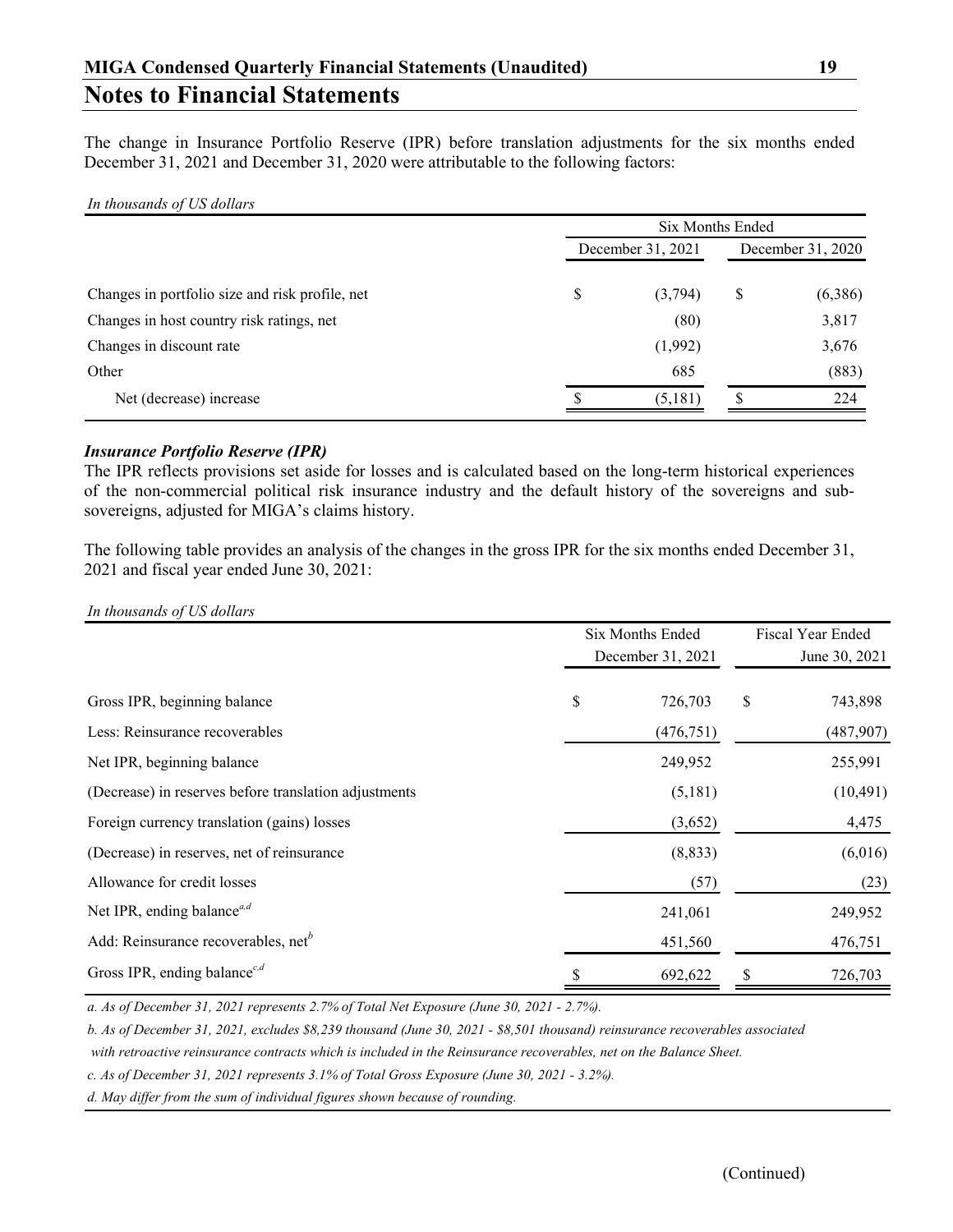# Notes to Financial Statements

The change in Insurance Portfolio Reserve (IPR) before translation adjustments for the six months ended December 31, 2021 and December 31, 2020 were attributable to the following factors:

*In thousands of US dollars*

| | Six Months Ended | |
|---|---|---|
| | December 31, 2021 | December 31, 2020 |
| Changes in portfolio size and risk profile, net | $ (3,794) | $ (6,386) |
| Changes in host country risk ratings, net | (80) | 3,817 |
| Changes in discount rate | (1,992) | 3,676 |
| Other | 685 | (883) |
| Net (decrease) increase | $ (5,181) | $ 224 |

### *Insurance Portfolio Reserve (IPR)*

The IPR reflects provisions set aside for losses and is calculated based on the long-term historical experiences of the non-commercial political risk insurance industry and the default history of the sovereigns and sub-sovereigns, adjusted for MIGA's claims history.

The following table provides an analysis of the changes in the gross IPR for the six months ended December 31, 2021 and fiscal year ended June 30, 2021:

*In thousands of US dollars*

| | Six Months Ended December 31, 2021 | Fiscal Year Ended June 30, 2021 |
|---|---|---|
| Gross IPR, beginning balance | $ 726,703 | $ 743,898 |
| Less: Reinsurance recoverables | (476,751) | (487,907) |
| Net IPR, beginning balance | 249,952 | 255,991 |
| (Decrease) in reserves before translation adjustments | (5,181) | (10,491) |
| Foreign currency translation (gains) losses | (3,652) | 4,475 |
| (Decrease) in reserves, net of reinsurance | (8,833) | (6,016) |
| Allowance for credit losses | (57) | (23) |
| Net IPR, ending balance[a,d] | 241,061 | 249,952 |
| Add: Reinsurance recoverables, net[b] | 451,560 | 476,751 |
| Gross IPR, ending balance[c,d] | $ 692,622 | $ 726,703 |

*a. As of December 31, 2021 represents 2.7% of Total Net Exposure (June 30, 2021 - 2.7%).*

*b. As of December 31, 2021, excludes $8,239 thousand (June 30, 2021 - $8,501 thousand) reinsurance recoverables associated with retroactive reinsurance contracts which is included in the Reinsurance recoverables, net on the Balance Sheet.*

*c. As of December 31, 2021 represents 3.1% of Total Gross Exposure (June 30, 2021 - 3.2%).*

*d. May differ from the sum of individual figures shown because of rounding.*

(Continued)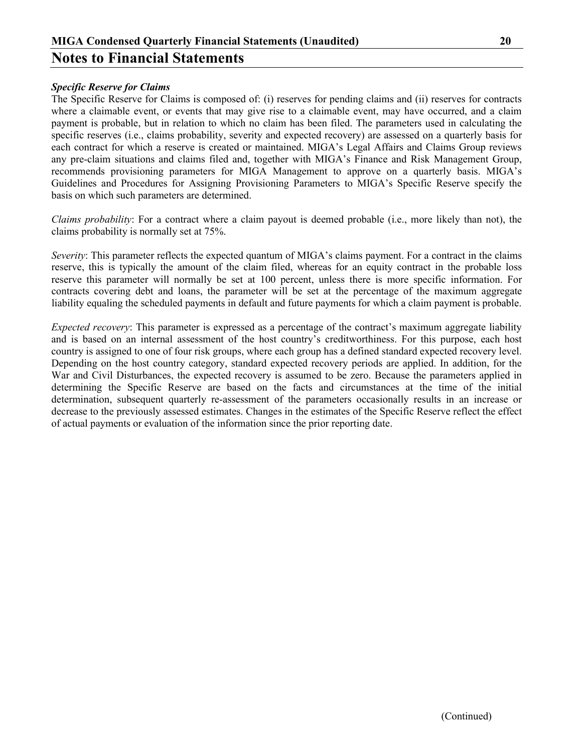***Specific Reserve for Claims***

The Specific Reserve for Claims is composed of: (i) reserves for pending claims and (ii) reserves for contracts where a claimable event, or events that may give rise to a claimable event, may have occurred, and a claim payment is probable, but in relation to which no claim has been filed. The parameters used in calculating the specific reserves (i.e., claims probability, severity and expected recovery) are assessed on a quarterly basis for each contract for which a reserve is created or maintained. MIGA's Legal Affairs and Claims Group reviews any pre-claim situations and claims filed and, together with MIGA's Finance and Risk Management Group, recommends provisioning parameters for MIGA Management to approve on a quarterly basis. MIGA's Guidelines and Procedures for Assigning Provisioning Parameters to MIGA's Specific Reserve specify the basis on which such parameters are determined.

*Claims probability*: For a contract where a claim payout is deemed probable (i.e., more likely than not), the claims probability is normally set at 75%.

*Severity*: This parameter reflects the expected quantum of MIGA's claims payment. For a contract in the claims reserve, this is typically the amount of the claim filed, whereas for an equity contract in the probable loss reserve this parameter will normally be set at 100 percent, unless there is more specific information. For contracts covering debt and loans, the parameter will be set at the percentage of the maximum aggregate liability equaling the scheduled payments in default and future payments for which a claim payment is probable.

*Expected recovery*: This parameter is expressed as a percentage of the contract's maximum aggregate liability and is based on an internal assessment of the host country's creditworthiness. For this purpose, each host country is assigned to one of four risk groups, where each group has a defined standard expected recovery level. Depending on the host country category, standard expected recovery periods are applied. In addition, for the War and Civil Disturbances, the expected recovery is assumed to be zero. Because the parameters applied in determining the Specific Reserve are based on the facts and circumstances at the time of the initial determination, subsequent quarterly re-assessment of the parameters occasionally results in an increase or decrease to the previously assessed estimates. Changes in the estimates of the Specific Reserve reflect the effect of actual payments or evaluation of the information since the prior reporting date.

(Continued)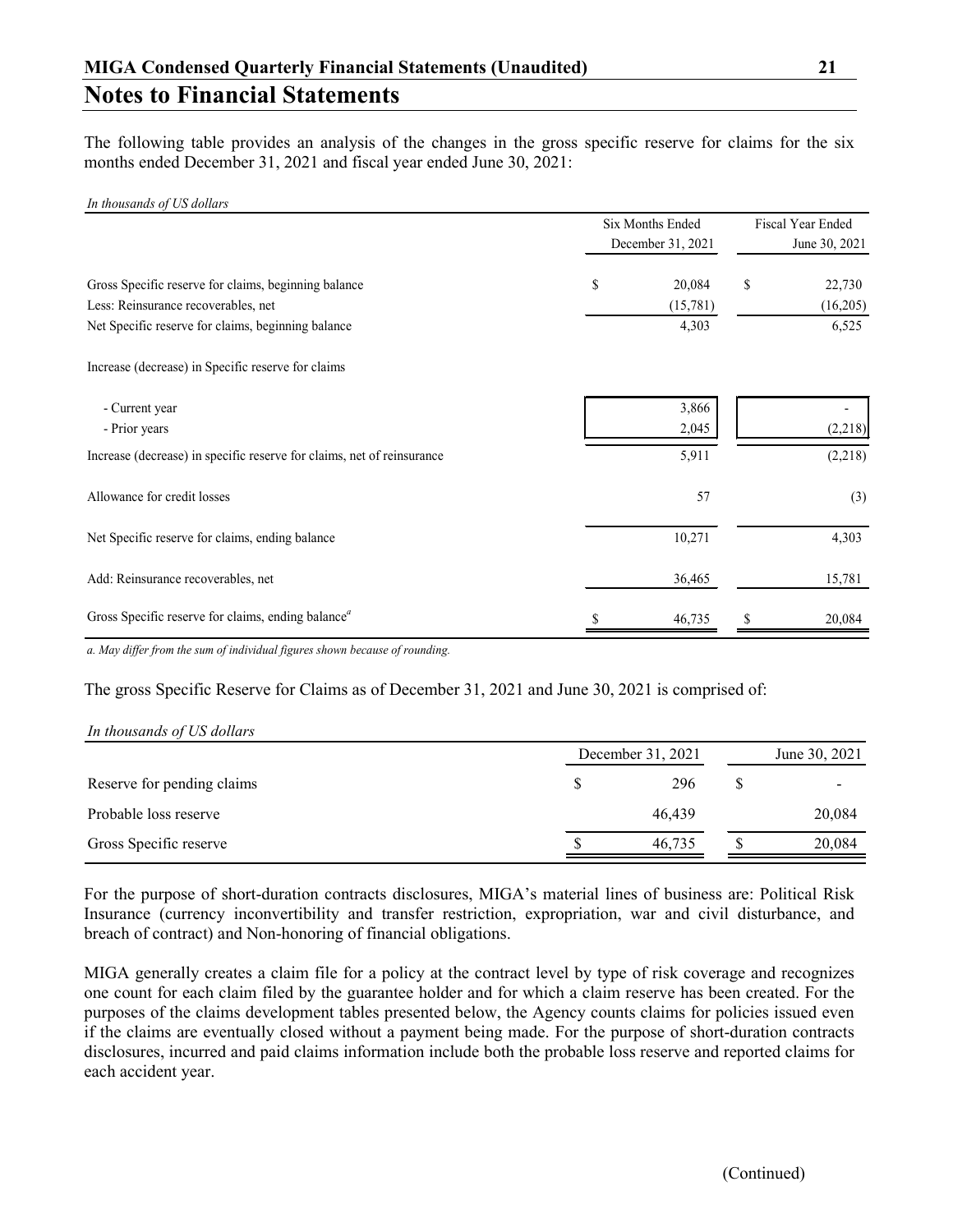# Notes to Financial Statements

The following table provides an analysis of the changes in the gross specific reserve for claims for the six months ended December 31, 2021 and fiscal year ended June 30, 2021:

*In thousands of US dollars*

| | Six Months Ended December 31, 2021 | Fiscal Year Ended June 30, 2021 |
|---|---|---|
| Gross Specific reserve for claims, beginning balance | $ 20,084 | $ 22,730 |
| Less: Reinsurance recoverables, net | (15,781) | (16,205) |
| Net Specific reserve for claims, beginning balance | 4,303 | 6,525 |
| Increase (decrease) in Specific reserve for claims | | |
| - Current year | 3,866 | - |
| - Prior years | 2,045 | (2,218) |
| Increase (decrease) in specific reserve for claims, net of reinsurance | 5,911 | (2,218) |
| Allowance for credit losses | 57 | (3) |
| Net Specific reserve for claims, ending balance | 10,271 | 4,303 |
| Add: Reinsurance recoverables, net | 36,465 | 15,781 |
| Gross Specific reserve for claims, ending balance[a] | $ 46,735 | $ 20,084 |

*a. May differ from the sum of individual figures shown because of rounding.*

The gross Specific Reserve for Claims as of December 31, 2021 and June 30, 2021 is comprised of:

*In thousands of US dollars*

| | December 31, 2021 | June 30, 2021 |
|---|---|---|
| Reserve for pending claims | $ 296 | $ - |
| Probable loss reserve | 46,439 | 20,084 |
| Gross Specific reserve | $ 46,735 | $ 20,084 |

For the purpose of short-duration contracts disclosures, MIGA's material lines of business are: Political Risk Insurance (currency inconvertibility and transfer restriction, expropriation, war and civil disturbance, and breach of contract) and Non-honoring of financial obligations.

MIGA generally creates a claim file for a policy at the contract level by type of risk coverage and recognizes one count for each claim filed by the guarantee holder and for which a claim reserve has been created. For the purposes of the claims development tables presented below, the Agency counts claims for policies issued even if the claims are eventually closed without a payment being made. For the purpose of short-duration contracts disclosures, incurred and paid claims information include both the probable loss reserve and reported claims for each accident year.

(Continued)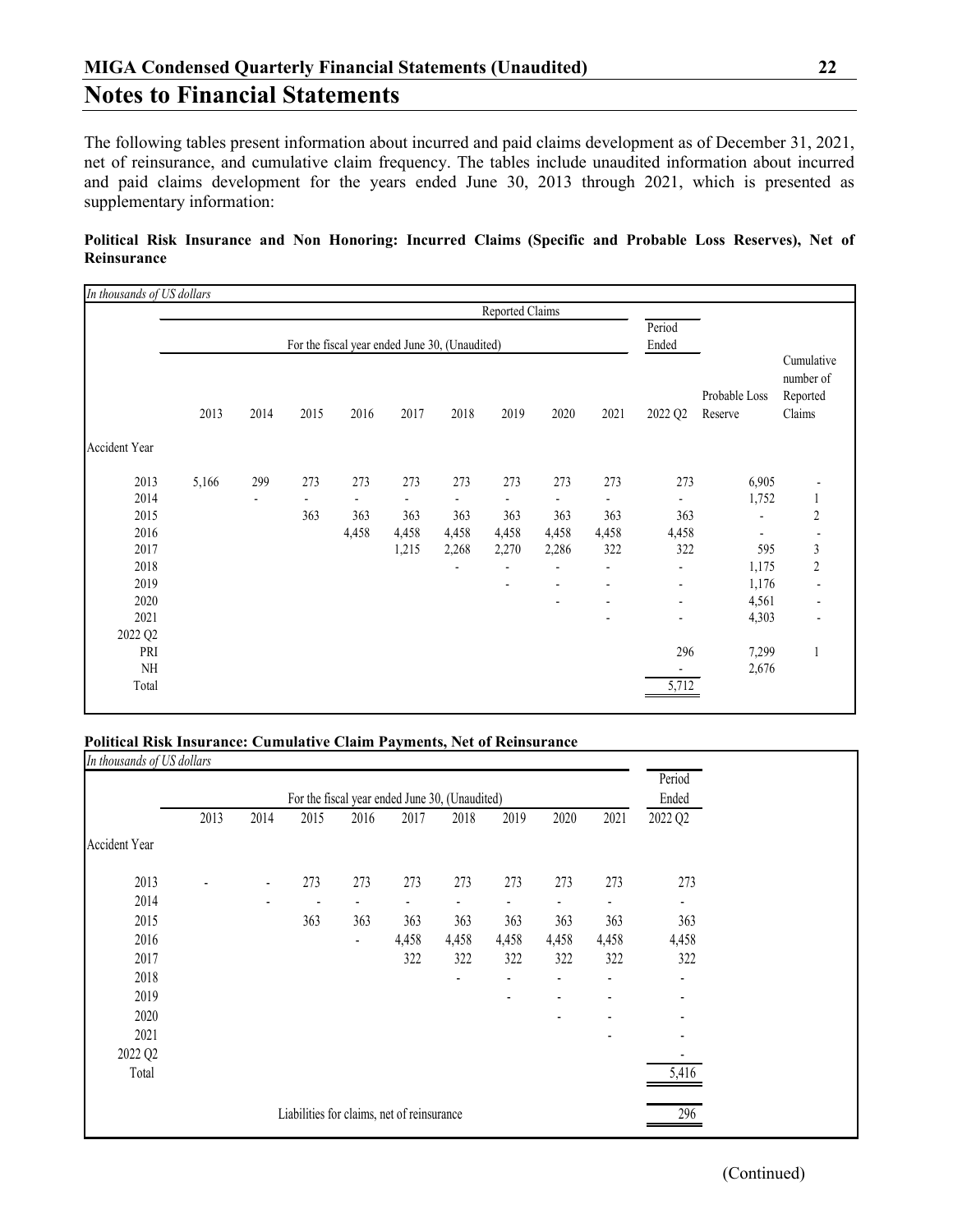# Notes to Financial Statements

The following tables present information about incurred and paid claims development as of December 31, 2021, net of reinsurance, and cumulative claim frequency. The tables include unaudited information about incurred and paid claims development for the years ended June 30, 2013 through 2021, which is presented as supplementary information:

**Political Risk Insurance and Non Honoring: Incurred Claims (Specific and Probable Loss Reserves), Net of Reinsurance**

*In thousands of US dollars*

| | Reported Claims | | | | | | | | | | | |
|---|---|---|---|---|---|---|---|---|---|---|---|---|
| | For the fiscal year ended June 30, (Unaudited) | | | | | | | | | Period Ended | | |
| | 2013 | 2014 | 2015 | 2016 | 2017 | 2018 | 2019 | 2020 | 2021 | 2022 Q2 | Probable Loss Reserve | Cumulative number of Reported Claims |
| Accident Year | | | | | | | | | | | | |
| 2013 | 5,166 | 299 | 273 | 273 | 273 | 273 | 273 | 273 | 273 | 273 | 6,905 | - |
| 2014 | | - | - | - | - | - | - | - | - | - | 1,752 | 1 |
| 2015 | | | 363 | 363 | 363 | 363 | 363 | 363 | 363 | 363 | - | 2 |
| 2016 | | | | 4,458 | 4,458 | 4,458 | 4,458 | 4,458 | 4,458 | 4,458 | - | - |
| 2017 | | | | | 1,215 | 2,268 | 2,270 | 2,286 | 322 | 322 | 595 | 3 |
| 2018 | | | | | | - | - | - | - | - | 1,175 | 2 |
| 2019 | | | | | | | - | - | - | - | 1,176 | - |
| 2020 | | | | | | | | - | - | - | 4,561 | - |
| 2021 | | | | | | | | | - | - | 4,303 | - |
| 2022 Q2 | | | | | | | | | | | | |
| PRI | | | | | | | | | | 296 | 7,299 | 1 |
| NH | | | | | | | | | | - | 2,676 | |
| Total | | | | | | | | | | 5,712 | | |

**Political Risk Insurance: Cumulative Claim Payments, Net of Reinsurance**

*In thousands of US dollars*

| | For the fiscal year ended June 30, (Unaudited) | | | | | | | | | Period Ended |
|---|---|---|---|---|---|---|---|---|---|---|
| | 2013 | 2014 | 2015 | 2016 | 2017 | 2018 | 2019 | 2020 | 2021 | 2022 Q2 |
| Accident Year | | | | | | | | | | |
| 2013 | - | - | 273 | 273 | 273 | 273 | 273 | 273 | 273 | 273 |
| 2014 | | - | - | - | - | - | - | - | - | - |
| 2015 | | | 363 | 363 | 363 | 363 | 363 | 363 | 363 | 363 |
| 2016 | | | | - | 4,458 | 4,458 | 4,458 | 4,458 | 4,458 | 4,458 |
| 2017 | | | | | 322 | 322 | 322 | 322 | 322 | 322 |
| 2018 | | | | | | - | - | - | - | - |
| 2019 | | | | | | | - | - | - | - |
| 2020 | | | | | | | | - | - | - |
| 2021 | | | | | | | | | - | - |
| 2022 Q2 | | | | | | | | | | - |
| Total | | | | | | | | | | 5,416 |
| | | | | | | | | | | |
| Liabilities for claims, net of reinsurance | | | | | | | | | | 296 |

(Continued)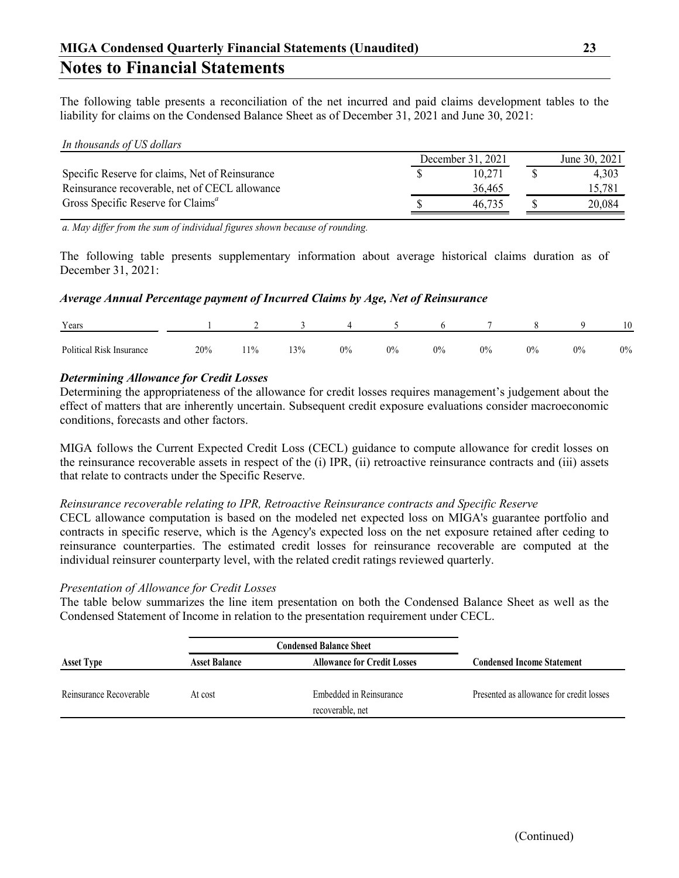## Notes to Financial Statements

The following table presents a reconciliation of the net incurred and paid claims development tables to the liability for claims on the Condensed Balance Sheet as of December 31, 2021 and June 30, 2021:

*In thousands of US dollars*

| | December 31, 2021 | June 30, 2021 |
|---|---|---|
| Specific Reserve for claims, Net of Reinsurance | $ 10,271 | $ 4,303 |
| Reinsurance recoverable, net of CECL allowance | 36,465 | 15,781 |
| Gross Specific Reserve for Claims[a] | $ 46,735 | $ 20,084 |

*a. May differ from the sum of individual figures shown because of rounding.*

The following table presents supplementary information about average historical claims duration as of December 31, 2021:

***Average Annual Percentage payment of Incurred Claims by Age, Net of Reinsurance***

| Years | 1 | 2 | 3 | 4 | 5 | 6 | 7 | 8 | 9 | 10 |
|---|---|---|---|---|---|---|---|---|---|---|
| Political Risk Insurance | 20% | 11% | 13% | 0% | 0% | 0% | 0% | 0% | 0% | 0% |

***Determining Allowance for Credit Losses***

Determining the appropriateness of the allowance for credit losses requires management's judgement about the effect of matters that are inherently uncertain. Subsequent credit exposure evaluations consider macroeconomic conditions, forecasts and other factors.

MIGA follows the Current Expected Credit Loss (CECL) guidance to compute allowance for credit losses on the reinsurance recoverable assets in respect of the (i) IPR, (ii) retroactive reinsurance contracts and (iii) assets that relate to contracts under the Specific Reserve.

*Reinsurance recoverable relating to IPR, Retroactive Reinsurance contracts and Specific Reserve*

CECL allowance computation is based on the modeled net expected loss on MIGA's guarantee portfolio and contracts in specific reserve, which is the Agency's expected loss on the net exposure retained after ceding to reinsurance counterparties. The estimated credit losses for reinsurance recoverable are computed at the individual reinsurer counterparty level, with the related credit ratings reviewed quarterly.

*Presentation of Allowance for Credit Losses*

The table below summarizes the line item presentation on both the Condensed Balance Sheet as well as the Condensed Statement of Income in relation to the presentation requirement under CECL.

| | Condensed Balance Sheet | | |
|---|---|---|---|
| **Asset Type** | **Asset Balance** | **Allowance for Credit Losses** | **Condensed Income Statement** |
| Reinsurance Recoverable | At cost | Embedded in Reinsurance recoverable, net | Presented as allowance for credit losses |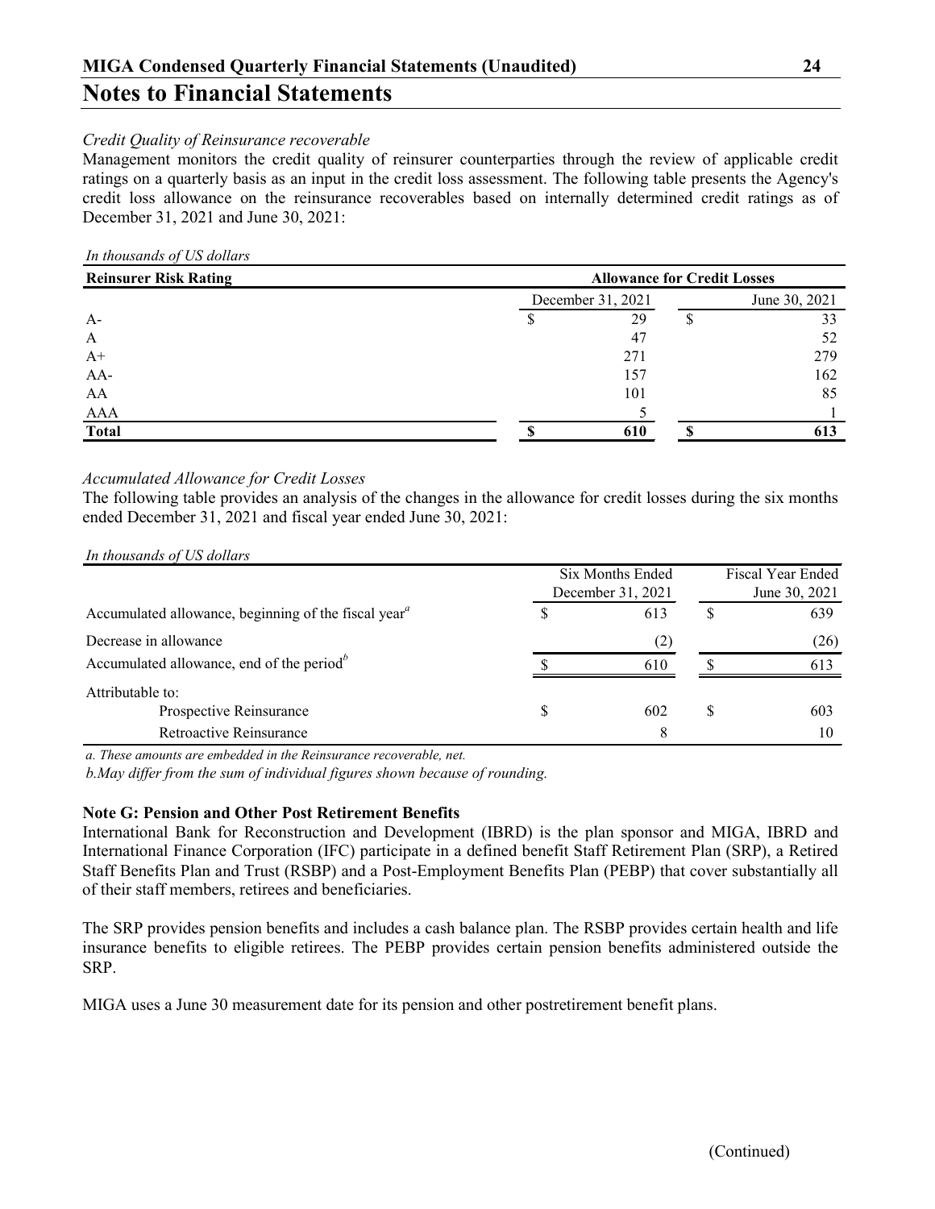## Notes to Financial Statements

*Credit Quality of Reinsurance recoverable*

Management monitors the credit quality of reinsurer counterparties through the review of applicable credit ratings on a quarterly basis as an input in the credit loss assessment. The following table presents the Agency's credit loss allowance on the reinsurance recoverables based on internally determined credit ratings as of December 31, 2021 and June 30, 2021:

*In thousands of US dollars*

| Reinsurer Risk Rating | Allowance for Credit Losses | |
|---|---|---|
| | December 31, 2021 | June 30, 2021 |
| A- | $ 29 | $ 33 |
| A | 47 | 52 |
| A+ | 271 | 279 |
| AA- | 157 | 162 |
| AA | 101 | 85 |
| AAA | 5 | 1 |
| **Total** | **$ 610** | **$ 613** |

*Accumulated Allowance for Credit Losses*

The following table provides an analysis of the changes in the allowance for credit losses during the six months ended December 31, 2021 and fiscal year ended June 30, 2021:

*In thousands of US dollars*

| | Six Months Ended December 31, 2021 | Fiscal Year Ended June 30, 2021 |
|---|---|---|
| Accumulated allowance, beginning of the fiscal year[a] | $ 613 | $ 639 |
| Decrease in allowance | (2) | (26) |
| Accumulated allowance, end of the period[b] | $ 610 | $ 613 |
| Attributable to: | | |
| Prospective Reinsurance | $ 602 | $ 603 |
| Retroactive Reinsurance | 8 | 10 |

*a. These amounts are embedded in the Reinsurance recoverable, net.*

*b.May differ from the sum of individual figures shown because of rounding.*

**Note G: Pension and Other Post Retirement Benefits**

International Bank for Reconstruction and Development (IBRD) is the plan sponsor and MIGA, IBRD and International Finance Corporation (IFC) participate in a defined benefit Staff Retirement Plan (SRP), a Retired Staff Benefits Plan and Trust (RSBP) and a Post-Employment Benefits Plan (PEBP) that cover substantially all of their staff members, retirees and beneficiaries.

The SRP provides pension benefits and includes a cash balance plan. The RSBP provides certain health and life insurance benefits to eligible retirees. The PEBP provides certain pension benefits administered outside the SRP.

MIGA uses a June 30 measurement date for its pension and other postretirement benefit plans.

(Continued)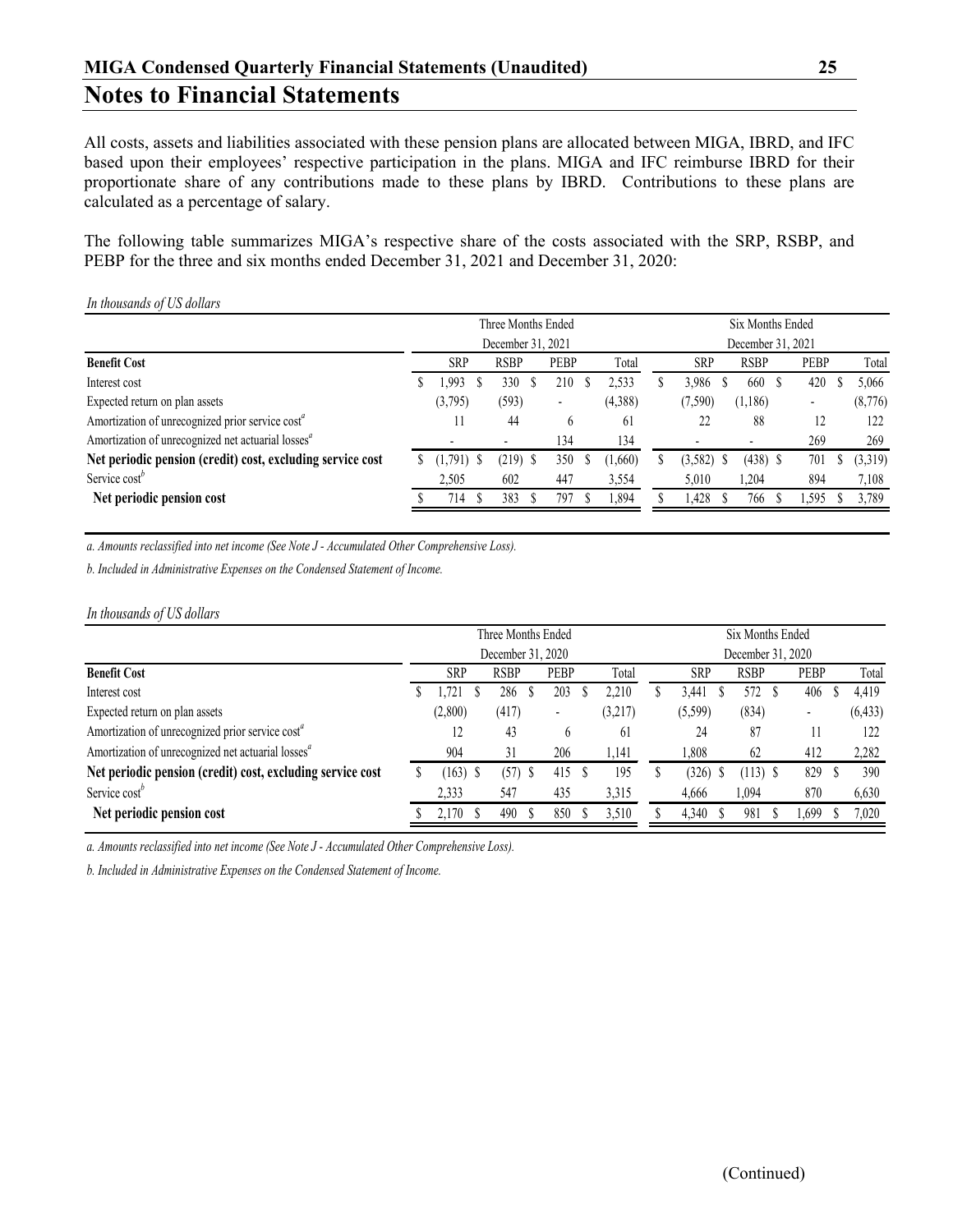# Notes to Financial Statements

All costs, assets and liabilities associated with these pension plans are allocated between MIGA, IBRD, and IFC based upon their employees' respective participation in the plans. MIGA and IFC reimburse IBRD for their proportionate share of any contributions made to these plans by IBRD. Contributions to these plans are calculated as a percentage of salary.

The following table summarizes MIGA's respective share of the costs associated with the SRP, RSBP, and PEBP for the three and six months ended December 31, 2021 and December 31, 2020:

*In thousands of US dollars*

| | Three Months Ended December 31, 2021 | | | | Six Months Ended December 31, 2021 | | | |
|---|---|---|---|---|---|---|---|---|
| **Benefit Cost** | SRP | RSBP | PEBP | Total | SRP | RSBP | PEBP | Total |
| Interest cost | $ 1,993 | $ 330 | $ 210 | $ 2,533 | $ 3,986 | $ 660 | $ 420 | $ 5,066 |
| Expected return on plan assets | (3,795) | (593) | - | (4,388) | (7,590) | (1,186) | - | (8,776) |
| Amortization of unrecognized prior service cost[a] | 11 | 44 | 6 | 61 | 22 | 88 | 12 | 122 |
| Amortization of unrecognized net actuarial losses[a] | - | - | 134 | 134 | - | - | 269 | 269 |
| **Net periodic pension (credit) cost, excluding service cost** | $ (1,791) | $ (219) | $ 350 | $ (1,660) | $ (3,582) | $ (438) | $ 701 | $ (3,319) |
| Service cost[b] | 2,505 | 602 | 447 | 3,554 | 5,010 | 1,204 | 894 | 7,108 |
| **Net periodic pension cost** | $ 714 | $ 383 | $ 797 | $ 1,894 | $ 1,428 | $ 766 | $ 1,595 | $ 3,789 |

*a. Amounts reclassified into net income (See Note J - Accumulated Other Comprehensive Loss).*

*b. Included in Administrative Expenses on the Condensed Statement of Income.*

*In thousands of US dollars*

| | Three Months Ended December 31, 2020 | | | | Six Months Ended December 31, 2020 | | | |
|---|---|---|---|---|---|---|---|---|
| **Benefit Cost** | SRP | RSBP | PEBP | Total | SRP | RSBP | PEBP | Total |
| Interest cost | $ 1,721 | $ 286 | $ 203 | $ 2,210 | $ 3,441 | $ 572 | $ 406 | $ 4,419 |
| Expected return on plan assets | (2,800) | (417) | - | (3,217) | (5,599) | (834) | - | (6,433) |
| Amortization of unrecognized prior service cost[a] | 12 | 43 | 6 | 61 | 24 | 87 | 11 | 122 |
| Amortization of unrecognized net actuarial losses[a] | 904 | 31 | 206 | 1,141 | 1,808 | 62 | 412 | 2,282 |
| **Net periodic pension (credit) cost, excluding service cost** | $ (163) | $ (57) | $ 415 | $ 195 | $ (326) | $ (113) | $ 829 | $ 390 |
| Service cost[b] | 2,333 | 547 | 435 | 3,315 | 4,666 | 1,094 | 870 | 6,630 |
| **Net periodic pension cost** | $ 2,170 | $ 490 | $ 850 | $ 3,510 | $ 4,340 | $ 981 | $ 1,699 | $ 7,020 |

*a. Amounts reclassified into net income (See Note J - Accumulated Other Comprehensive Loss).*

*b. Included in Administrative Expenses on the Condensed Statement of Income.*

(Continued)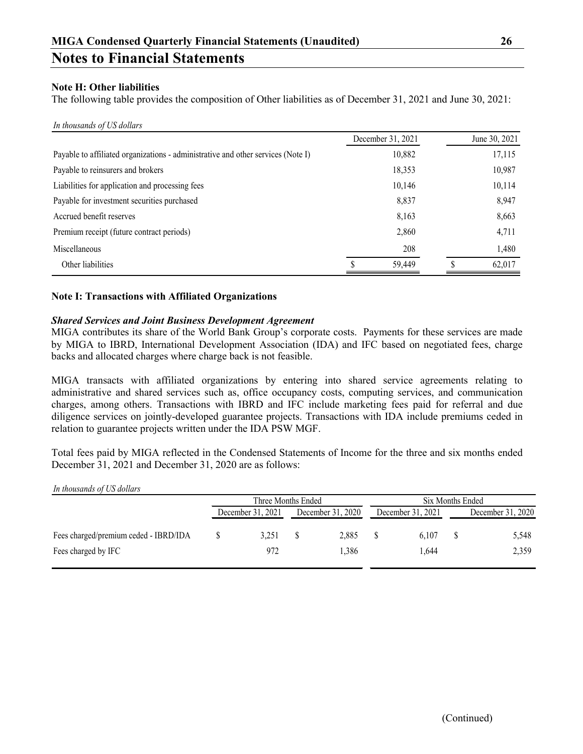## Note H: Other liabilities

The following table provides the composition of Other liabilities as of December 31, 2021 and June 30, 2021:

*In thousands of US dollars*

| | December 31, 2021 | June 30, 2021 |
|---|---|---|
| Payable to affiliated organizations - administrative and other services (Note I) | 10,882 | 17,115 |
| Payable to reinsurers and brokers | 18,353 | 10,987 |
| Liabilities for application and processing fees | 10,146 | 10,114 |
| Payable for investment securities purchased | 8,837 | 8,947 |
| Accrued benefit reserves | 8,163 | 8,663 |
| Premium receipt (future contract periods) | 2,860 | 4,711 |
| Miscellaneous | 208 | 1,480 |
| Other liabilities | $ 59,449 | $ 62,017 |

## Note I: Transactions with Affiliated Organizations

### *Shared Services and Joint Business Development Agreement*

MIGA contributes its share of the World Bank Group's corporate costs. Payments for these services are made by MIGA to IBRD, International Development Association (IDA) and IFC based on negotiated fees, charge backs and allocated charges where charge back is not feasible.

MIGA transacts with affiliated organizations by entering into shared service agreements relating to administrative and shared services such as, office occupancy costs, computing services, and communication charges, among others. Transactions with IBRD and IFC include marketing fees paid for referral and due diligence services on jointly-developed guarantee projects. Transactions with IDA include premiums ceded in relation to guarantee projects written under the IDA PSW MGF.

Total fees paid by MIGA reflected in the Condensed Statements of Income for the three and six months ended December 31, 2021 and December 31, 2020 are as follows:

*In thousands of US dollars*

| | Three Months Ended | | Six Months Ended | |
|---|---|---|---|---|
| | December 31, 2021 | December 31, 2020 | December 31, 2021 | December 31, 2020 |
| Fees charged/premium ceded - IBRD/IDA | $ 3,251 | $ 2,885 | $ 6,107 | $ 5,548 |
| Fees charged by IFC | 972 | 1,386 | 1,644 | 2,359 |

(Continued)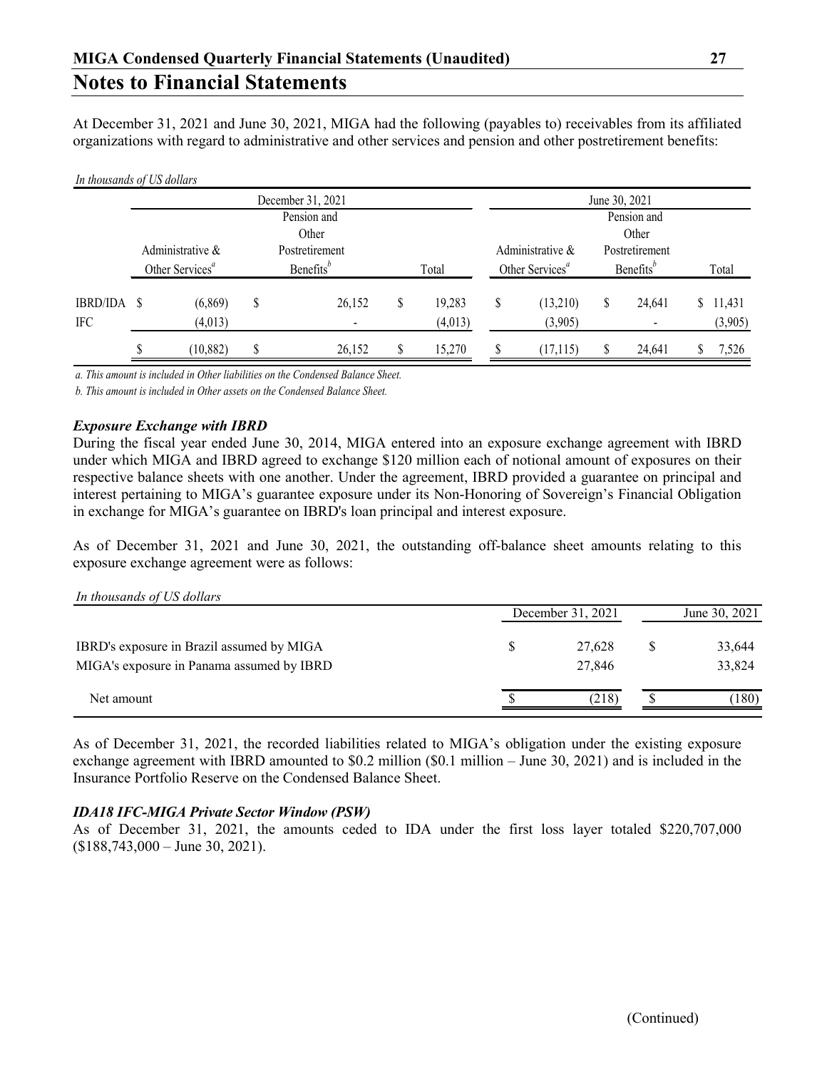## Notes to Financial Statements

At December 31, 2021 and June 30, 2021, MIGA had the following (payables to) receivables from its affiliated organizations with regard to administrative and other services and pension and other postretirement benefits:

*In thousands of US dollars*

| | December 31, 2021 | | | June 30, 2021 | | |
|---|---|---|---|---|---|---|
| | Administrative & Other Services[a] | Pension and Other Postretirement Benefits[b] | Total | Administrative & Other Services[a] | Pension and Other Postretirement Benefits[b] | Total |
| IBRD/IDA | $ (6,869) | $ 26,152 | $ 19,283 | $ (13,210) | $ 24,641 | $ 11,431 |
| IFC | (4,013) | - | (4,013) | (3,905) | - | (3,905) |
| | $ (10,882) | $ 26,152 | $ 15,270 | $ (17,115) | $ 24,641 | $ 7,526 |

*a. This amount is included in Other liabilities on the Condensed Balance Sheet.*

*b. This amount is included in Other assets on the Condensed Balance Sheet.*

***Exposure Exchange with IBRD***

During the fiscal year ended June 30, 2014, MIGA entered into an exposure exchange agreement with IBRD under which MIGA and IBRD agreed to exchange $120 million each of notional amount of exposures on their respective balance sheets with one another. Under the agreement, IBRD provided a guarantee on principal and interest pertaining to MIGA's guarantee exposure under its Non-Honoring of Sovereign's Financial Obligation in exchange for MIGA's guarantee on IBRD's loan principal and interest exposure.

As of December 31, 2021 and June 30, 2021, the outstanding off-balance sheet amounts relating to this exposure exchange agreement were as follows:

*In thousands of US dollars*

| | December 31, 2021 | June 30, 2021 |
|---|---|---|
| IBRD's exposure in Brazil assumed by MIGA | $ 27,628 | $ 33,644 |
| MIGA's exposure in Panama assumed by IBRD | 27,846 | 33,824 |
| Net amount | $ (218) | $ (180) |

As of December 31, 2021, the recorded liabilities related to MIGA's obligation under the existing exposure exchange agreement with IBRD amounted to $0.2 million ($0.1 million – June 30, 2021) and is included in the Insurance Portfolio Reserve on the Condensed Balance Sheet.

***IDA18 IFC-MIGA Private Sector Window (PSW)***

As of December 31, 2021, the amounts ceded to IDA under the first loss layer totaled $220,707,000 ($188,743,000 – June 30, 2021).

(Continued)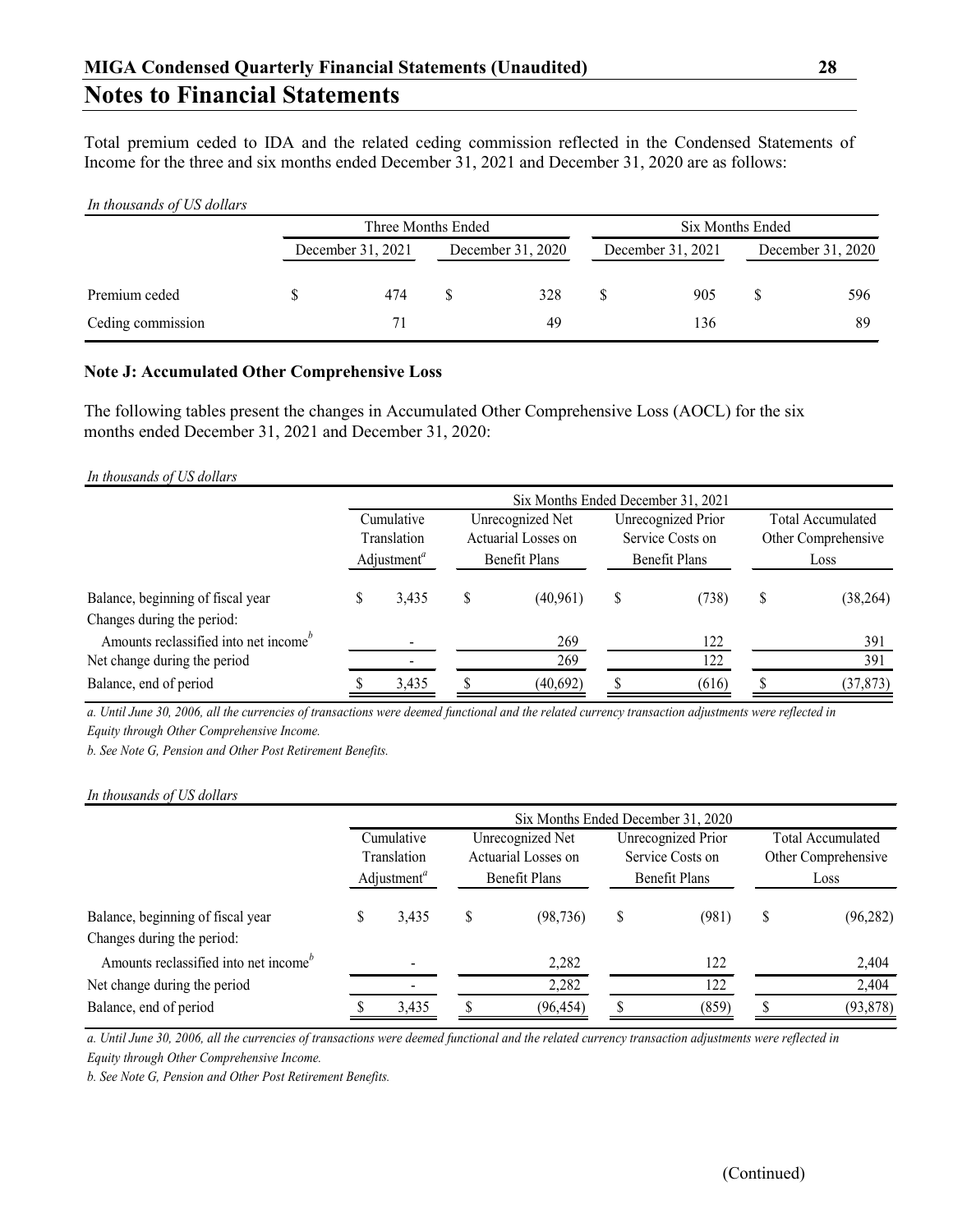Total premium ceded to IDA and the related ceding commission reflected in the Condensed Statements of Income for the three and six months ended December 31, 2021 and December 31, 2020 are as follows:

*In thousands of US dollars*

| | Three Months Ended | | Six Months Ended | |
|---|---|---|---|---|
| | December 31, 2021 | December 31, 2020 | December 31, 2021 | December 31, 2020 |
| Premium ceded | $ 474 | $ 328 | $ 905 | $ 596 |
| Ceding commission | 71 | 49 | 136 | 89 |

**Note J: Accumulated Other Comprehensive Loss**

The following tables present the changes in Accumulated Other Comprehensive Loss (AOCL) for the six months ended December 31, 2021 and December 31, 2020:

*In thousands of US dollars*

| | Six Months Ended December 31, 2021 | | | |
|---|---|---|---|---|
| | Cumulative Translation Adjustment[a] | Unrecognized Net Actuarial Losses on Benefit Plans | Unrecognized Prior Service Costs on Benefit Plans | Total Accumulated Other Comprehensive Loss |
| Balance, beginning of fiscal year | $ 3,435 | $ (40,961) | $ (738) | $ (38,264) |
| Changes during the period: | | | | |
| Amounts reclassified into net income[b] | - | 269 | 122 | 391 |
| Net change during the period | - | 269 | 122 | 391 |
| Balance, end of period | $ 3,435 | $ (40,692) | $ (616) | $ (37,873) |

*a. Until June 30, 2006, all the currencies of transactions were deemed functional and the related currency transaction adjustments were reflected in Equity through Other Comprehensive Income.*

*b. See Note G, Pension and Other Post Retirement Benefits.*

*In thousands of US dollars*

| | Six Months Ended December 31, 2020 | | | |
|---|---|---|---|---|
| | Cumulative Translation Adjustment[a] | Unrecognized Net Actuarial Losses on Benefit Plans | Unrecognized Prior Service Costs on Benefit Plans | Total Accumulated Other Comprehensive Loss |
| Balance, beginning of fiscal year | $ 3,435 | $ (98,736) | $ (981) | $ (96,282) |
| Changes during the period: | | | | |
| Amounts reclassified into net income[b] | - | 2,282 | 122 | 2,404 |
| Net change during the period | - | 2,282 | 122 | 2,404 |
| Balance, end of period | $ 3,435 | $ (96,454) | $ (859) | $ (93,878) |

*a. Until June 30, 2006, all the currencies of transactions were deemed functional and the related currency transaction adjustments were reflected in Equity through Other Comprehensive Income.*

*b. See Note G, Pension and Other Post Retirement Benefits.*

(Continued)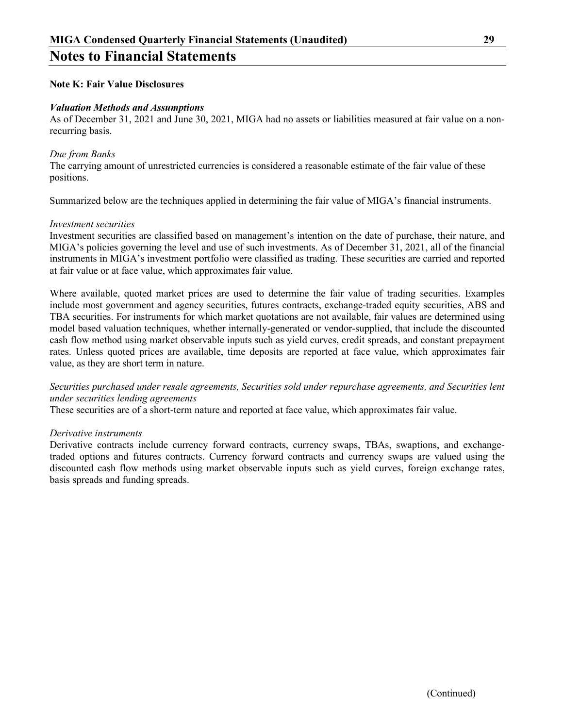# Notes to Financial Statements

**Note K: Fair Value Disclosures**

***Valuation Methods and Assumptions***

As of December 31, 2021 and June 30, 2021, MIGA had no assets or liabilities measured at fair value on a non-recurring basis.

*Due from Banks*

The carrying amount of unrestricted currencies is considered a reasonable estimate of the fair value of these positions.

Summarized below are the techniques applied in determining the fair value of MIGA's financial instruments.

*Investment securities*

Investment securities are classified based on management's intention on the date of purchase, their nature, and MIGA's policies governing the level and use of such investments. As of December 31, 2021, all of the financial instruments in MIGA's investment portfolio were classified as trading. These securities are carried and reported at fair value or at face value, which approximates fair value.

Where available, quoted market prices are used to determine the fair value of trading securities. Examples include most government and agency securities, futures contracts, exchange-traded equity securities, ABS and TBA securities. For instruments for which market quotations are not available, fair values are determined using model based valuation techniques, whether internally-generated or vendor-supplied, that include the discounted cash flow method using market observable inputs such as yield curves, credit spreads, and constant prepayment rates. Unless quoted prices are available, time deposits are reported at face value, which approximates fair value, as they are short term in nature.

*Securities purchased under resale agreements, Securities sold under repurchase agreements, and Securities lent under securities lending agreements*

These securities are of a short-term nature and reported at face value, which approximates fair value.

*Derivative instruments*

Derivative contracts include currency forward contracts, currency swaps, TBAs, swaptions, and exchange-traded options and futures contracts. Currency forward contracts and currency swaps are valued using the discounted cash flow methods using market observable inputs such as yield curves, foreign exchange rates, basis spreads and funding spreads.

(Continued)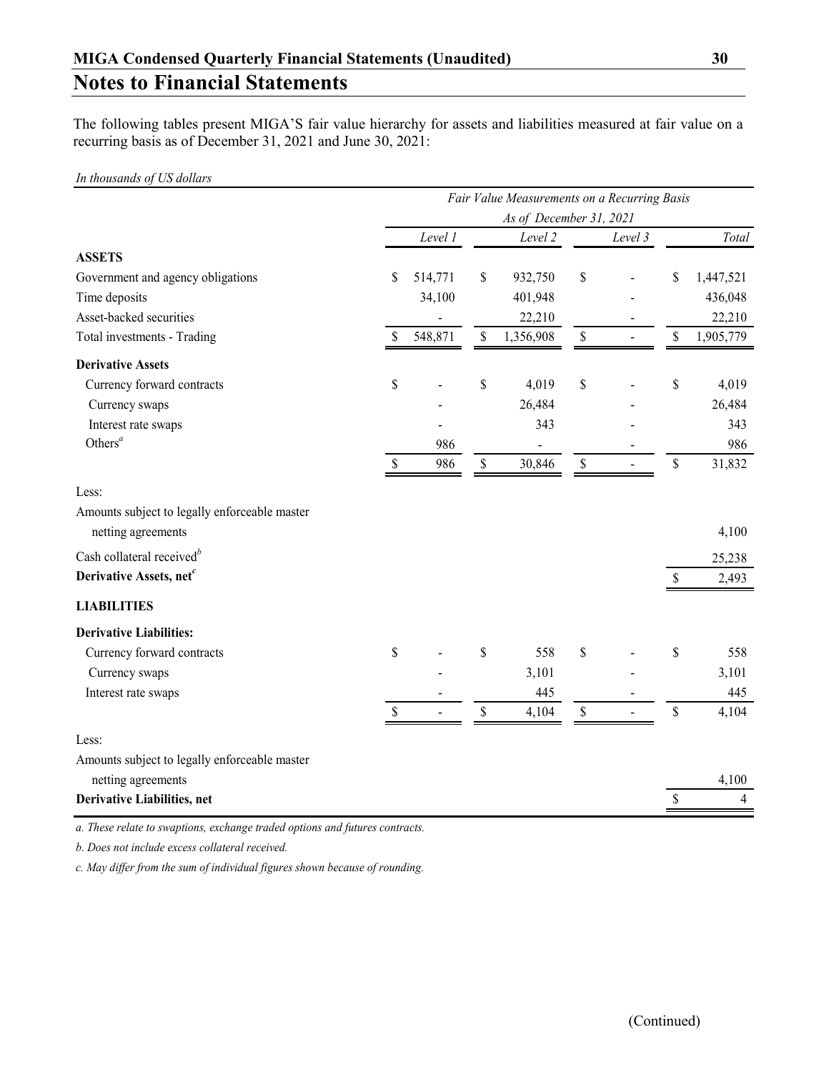## Notes to Financial Statements

The following tables present MIGA'S fair value hierarchy for assets and liabilities measured at fair value on a recurring basis as of December 31, 2021 and June 30, 2021:

*In thousands of US dollars*

| | *Fair Value Measurements on a Recurring Basis* | | | |
|---|---|---|---|---|
| | *As of December 31, 2021* | | | |
| | *Level 1* | *Level 2* | *Level 3* | *Total* |
| **ASSETS** | | | | |
| Government and agency obligations | $ 514,771 | $ 932,750 | $ - | $ 1,447,521 |
| Time deposits | 34,100 | 401,948 | - | 436,048 |
| Asset-backed securities | - | 22,210 | - | 22,210 |
| Total investments - Trading | $ 548,871 | $ 1,356,908 | $ - | $ 1,905,779 |
| **Derivative Assets** | | | | |
| Currency forward contracts | $ - | $ 4,019 | $ - | $ 4,019 |
| Currency swaps | - | 26,484 | - | 26,484 |
| Interest rate swaps | - | 343 | - | 343 |
| Others[a] | 986 | - | - | 986 |
| | $ 986 | $ 30,846 | $ - | $ 31,832 |
| Less: | | | | |
| Amounts subject to legally enforceable master netting agreements | | | | 4,100 |
| Cash collateral received[b] | | | | 25,238 |
| **Derivative Assets, net[c]** | | | | $ 2,493 |
| **LIABILITIES** | | | | |
| **Derivative Liabilities:** | | | | |
| Currency forward contracts | $ - | $ 558 | $ - | $ 558 |
| Currency swaps | - | 3,101 | - | 3,101 |
| Interest rate swaps | - | 445 | - | 445 |
| | $ - | $ 4,104 | $ - | $ 4,104 |
| Less: | | | | |
| Amounts subject to legally enforceable master netting agreements | | | | 4,100 |
| **Derivative Liabilities, net** | | | | $ 4 |

*a. These relate to swaptions, exchange traded options and futures contracts.*

*b. Does not include excess collateral received.*

*c. May differ from the sum of individual figures shown because of rounding.*

(Continued)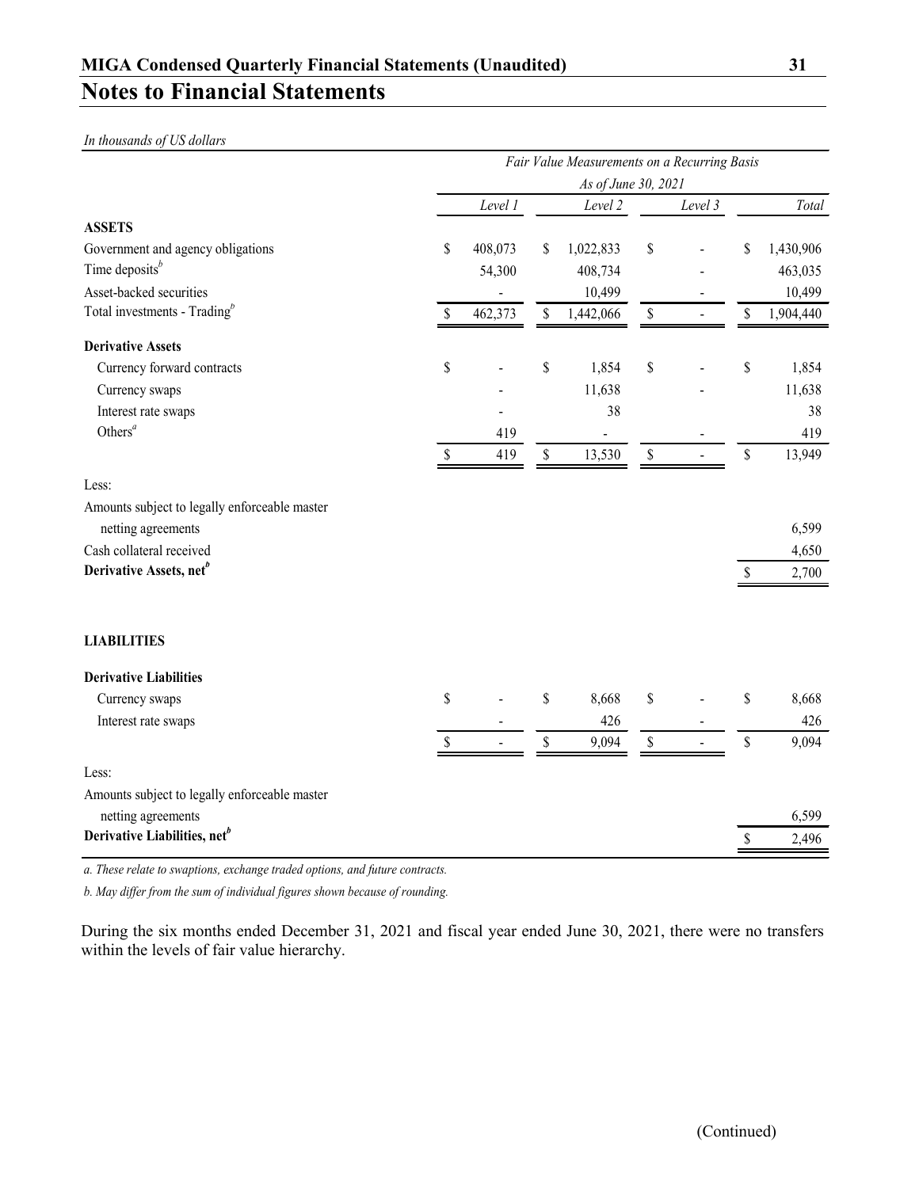## Notes to Financial Statements

*In thousands of US dollars*

| | Fair Value Measurements on a Recurring Basis | | | |
|---|---|---|---|---|
| | As of June 30, 2021 | | | |
| | *Level 1* | *Level 2* | *Level 3* | *Total* |
| **ASSETS** | | | | |
| Government and agency obligations | $ 408,073 | $ 1,022,833 | $ - | $ 1,430,906 |
| Time deposits[b] | 54,300 | 408,734 | - | 463,035 |
| Asset-backed securities | - | 10,499 | - | 10,499 |
| Total investments - Trading[b] | $ 462,373 | $ 1,442,066 | $ - | $ 1,904,440 |
| **Derivative Assets** | | | | |
| Currency forward contracts | $ - | $ 1,854 | $ - | $ 1,854 |
| Currency swaps | - | 11,638 | - | 11,638 |
| Interest rate swaps | - | 38 | | 38 |
| Others[a] | 419 | - | - | 419 |
| | $ 419 | $ 13,530 | $ - | $ 13,949 |
| Less: | | | | |
| Amounts subject to legally enforceable master netting agreements | | | | 6,599 |
| Cash collateral received | | | | 4,650 |
| **Derivative Assets, net[b]** | | | | $ 2,700 |
| **LIABILITIES** | | | | |
| **Derivative Liabilities** | | | | |
| Currency swaps | $ - | $ 8,668 | $ - | $ 8,668 |
| Interest rate swaps | - | 426 | - | 426 |
| | $ - | $ 9,094 | $ - | $ 9,094 |
| Less: | | | | |
| Amounts subject to legally enforceable master netting agreements | | | | 6,599 |
| **Derivative Liabilities, net[b]** | | | | $ 2,496 |

*a. These relate to swaptions, exchange traded options, and future contracts.*

*b. May differ from the sum of individual figures shown because of rounding.*

During the six months ended December 31, 2021 and fiscal year ended June 30, 2021, there were no transfers within the levels of fair value hierarchy.

(Continued)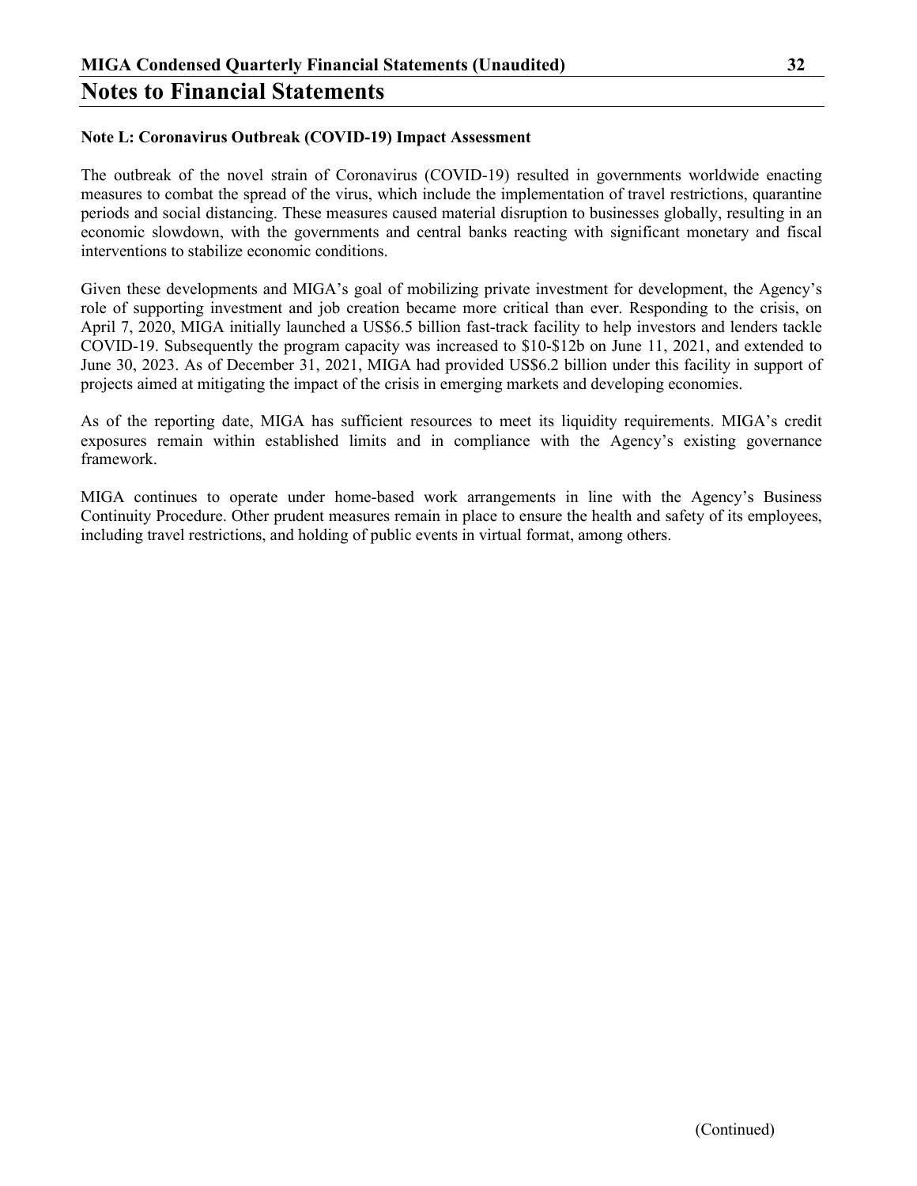# Notes to Financial Statements

**Note L: Coronavirus Outbreak (COVID-19) Impact Assessment**

The outbreak of the novel strain of Coronavirus (COVID-19) resulted in governments worldwide enacting measures to combat the spread of the virus, which include the implementation of travel restrictions, quarantine periods and social distancing. These measures caused material disruption to businesses globally, resulting in an economic slowdown, with the governments and central banks reacting with significant monetary and fiscal interventions to stabilize economic conditions.

Given these developments and MIGA's goal of mobilizing private investment for development, the Agency's role of supporting investment and job creation became more critical than ever. Responding to the crisis, on April 7, 2020, MIGA initially launched a US$6.5 billion fast-track facility to help investors and lenders tackle COVID-19. Subsequently the program capacity was increased to $10-$12b on June 11, 2021, and extended to June 30, 2023. As of December 31, 2021, MIGA had provided US$6.2 billion under this facility in support of projects aimed at mitigating the impact of the crisis in emerging markets and developing economies.

As of the reporting date, MIGA has sufficient resources to meet its liquidity requirements. MIGA's credit exposures remain within established limits and in compliance with the Agency's existing governance framework.

MIGA continues to operate under home-based work arrangements in line with the Agency's Business Continuity Procedure. Other prudent measures remain in place to ensure the health and safety of its employees, including travel restrictions, and holding of public events in virtual format, among others.

(Continued)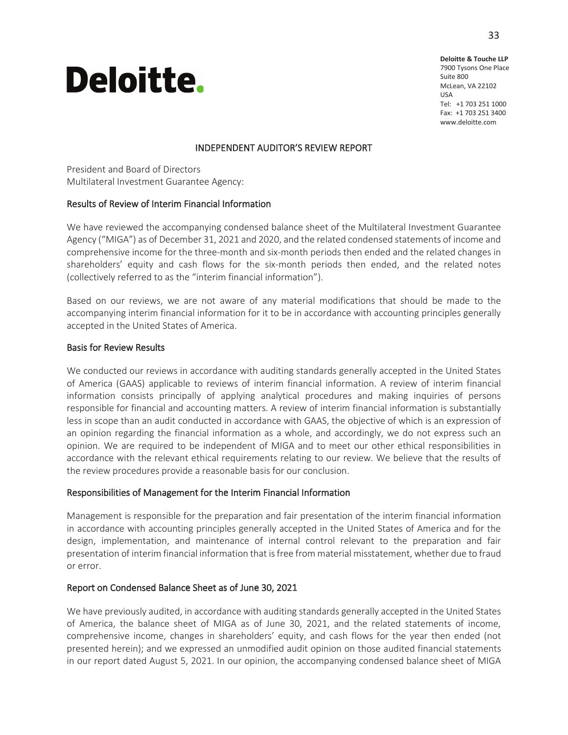# Deloitte.

**Deloitte & Touche LLP**
7900 Tysons One Place
Suite 800
McLean, VA 22102
USA
Tel: +1 703 251 1000
Fax: +1 703 251 3400
www.deloitte.com

## INDEPENDENT AUDITOR'S REVIEW REPORT

President and Board of Directors
Multilateral Investment Guarantee Agency:

### Results of Review of Interim Financial Information

We have reviewed the accompanying condensed balance sheet of the Multilateral Investment Guarantee Agency ("MIGA") as of December 31, 2021 and 2020, and the related condensed statements of income and comprehensive income for the three-month and six-month periods then ended and the related changes in shareholders' equity and cash flows for the six-month periods then ended, and the related notes (collectively referred to as the "interim financial information").

Based on our reviews, we are not aware of any material modifications that should be made to the accompanying interim financial information for it to be in accordance with accounting principles generally accepted in the United States of America.

### Basis for Review Results

We conducted our reviews in accordance with auditing standards generally accepted in the United States of America (GAAS) applicable to reviews of interim financial information. A review of interim financial information consists principally of applying analytical procedures and making inquiries of persons responsible for financial and accounting matters. A review of interim financial information is substantially less in scope than an audit conducted in accordance with GAAS, the objective of which is an expression of an opinion regarding the financial information as a whole, and accordingly, we do not express such an opinion. We are required to be independent of MIGA and to meet our other ethical responsibilities in accordance with the relevant ethical requirements relating to our review. We believe that the results of the review procedures provide a reasonable basis for our conclusion.

### Responsibilities of Management for the Interim Financial Information

Management is responsible for the preparation and fair presentation of the interim financial information in accordance with accounting principles generally accepted in the United States of America and for the design, implementation, and maintenance of internal control relevant to the preparation and fair presentation of interim financial information that is free from material misstatement, whether due to fraud or error.

### Report on Condensed Balance Sheet as of June 30, 2021

We have previously audited, in accordance with auditing standards generally accepted in the United States of America, the balance sheet of MIGA as of June 30, 2021, and the related statements of income, comprehensive income, changes in shareholders' equity, and cash flows for the year then ended (not presented herein); and we expressed an unmodified audit opinion on those audited financial statements in our report dated August 5, 2021. In our opinion, the accompanying condensed balance sheet of MIGA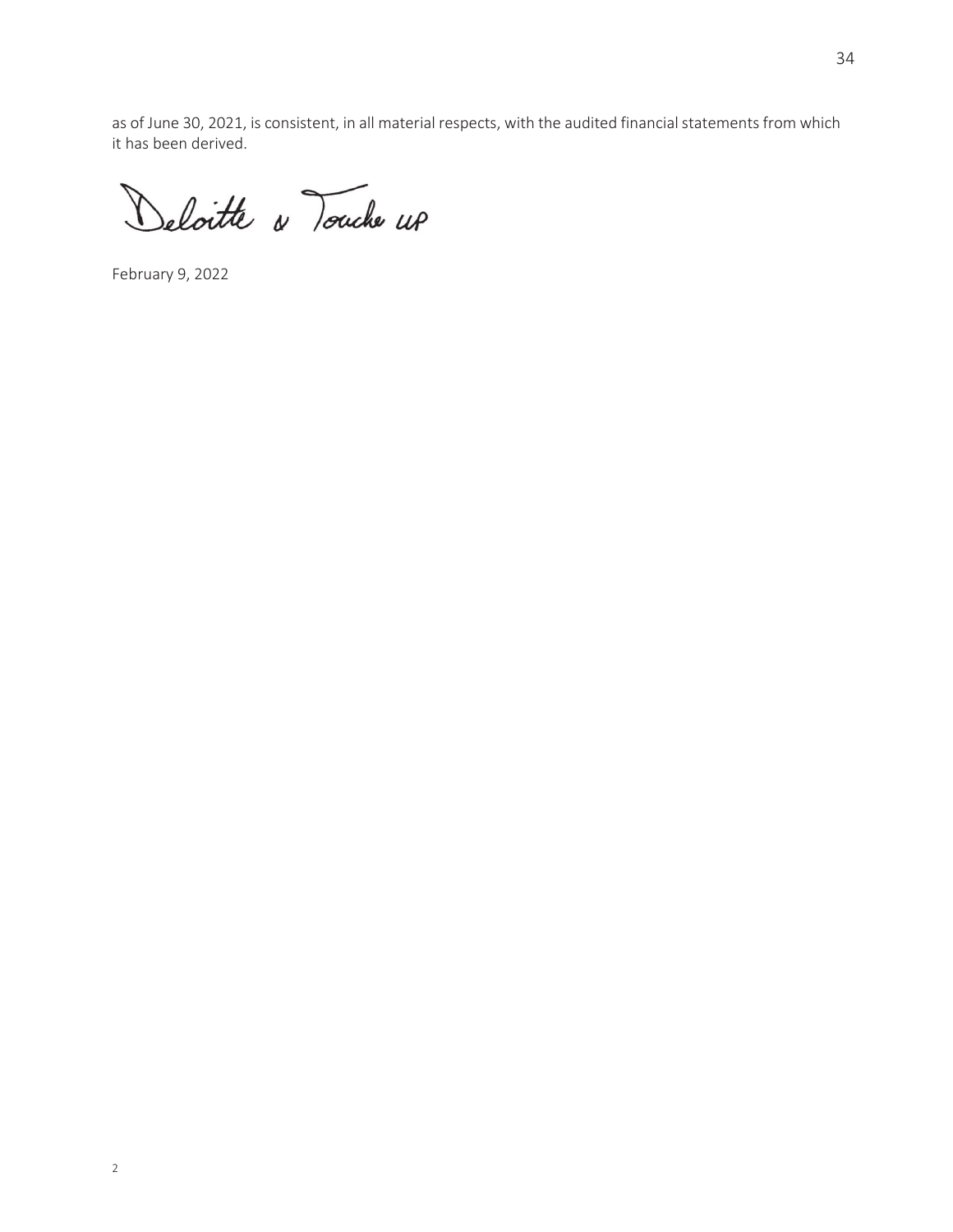as of June 30, 2021, is consistent, in all material respects, with the audited financial statements from which it has been derived.

Deloitte & Touche LLP

February 9, 2022